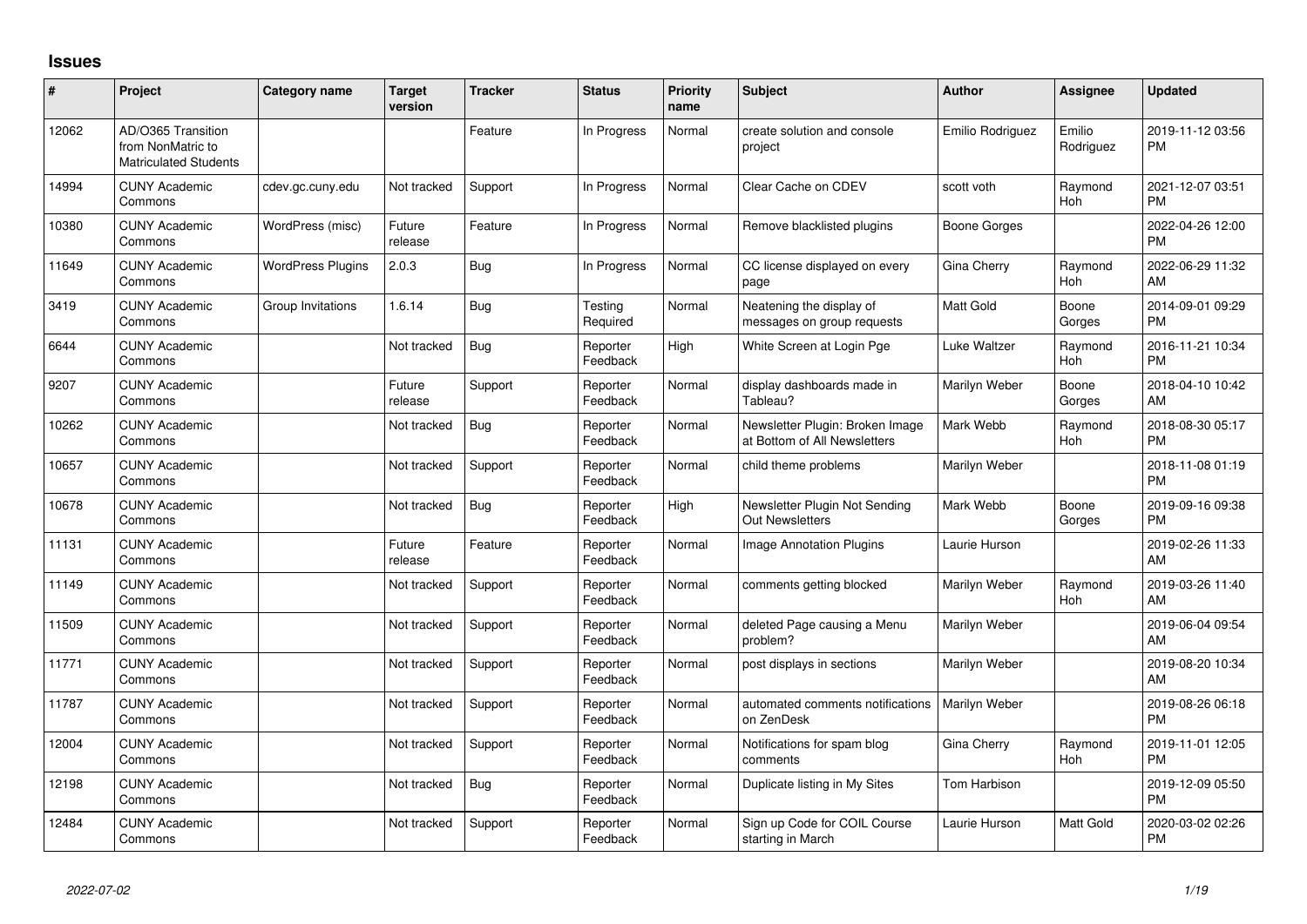# Issues

| # | Project | Category name | Target version | Tracker | Status | Priority name | Subject | Author | Assignee | Updated |
|---|---|---|---|---|---|---|---|---|---|---|
| 12062 | AD/O365 Transition from NonMatric to Matriculated Students | | | Feature | In Progress | Normal | create solution and console project | Emilio Rodriguez | Emilio Rodriguez | 2019-11-12 03:56 PM |
| 14994 | CUNY Academic Commons | cdev.gc.cuny.edu | Not tracked | Support | In Progress | Normal | Clear Cache on CDEV | scott voth | Raymond Hoh | 2021-12-07 03:51 PM |
| 10380 | CUNY Academic Commons | WordPress (misc) | Future release | Feature | In Progress | Normal | Remove blacklisted plugins | Boone Gorges | | 2022-04-26 12:00 PM |
| 11649 | CUNY Academic Commons | WordPress Plugins | 2.0.3 | Bug | In Progress | Normal | CC license displayed on every page | Gina Cherry | Raymond Hoh | 2022-06-29 11:32 AM |
| 3419 | CUNY Academic Commons | Group Invitations | 1.6.14 | Bug | Testing Required | Normal | Neatening the display of messages on group requests | Matt Gold | Boone Gorges | 2014-09-01 09:29 PM |
| 6644 | CUNY Academic Commons | | Not tracked | Bug | Reporter Feedback | High | White Screen at Login Pge | Luke Waltzer | Raymond Hoh | 2016-11-21 10:34 PM |
| 9207 | CUNY Academic Commons | | Future release | Support | Reporter Feedback | Normal | display dashboards made in Tableau? | Marilyn Weber | Boone Gorges | 2018-04-10 10:42 AM |
| 10262 | CUNY Academic Commons | | Not tracked | Bug | Reporter Feedback | Normal | Newsletter Plugin: Broken Image at Bottom of All Newsletters | Mark Webb | Raymond Hoh | 2018-08-30 05:17 PM |
| 10657 | CUNY Academic Commons | | Not tracked | Support | Reporter Feedback | Normal | child theme problems | Marilyn Weber | | 2018-11-08 01:19 PM |
| 10678 | CUNY Academic Commons | | Not tracked | Bug | Reporter Feedback | High | Newsletter Plugin Not Sending Out Newsletters | Mark Webb | Boone Gorges | 2019-09-16 09:38 PM |
| 11131 | CUNY Academic Commons | | Future release | Feature | Reporter Feedback | Normal | Image Annotation Plugins | Laurie Hurson | | 2019-02-26 11:33 AM |
| 11149 | CUNY Academic Commons | | Not tracked | Support | Reporter Feedback | Normal | comments getting blocked | Marilyn Weber | Raymond Hoh | 2019-03-26 11:40 AM |
| 11509 | CUNY Academic Commons | | Not tracked | Support | Reporter Feedback | Normal | deleted Page causing a Menu problem? | Marilyn Weber | | 2019-06-04 09:54 AM |
| 11771 | CUNY Academic Commons | | Not tracked | Support | Reporter Feedback | Normal | post displays in sections | Marilyn Weber | | 2019-08-20 10:34 AM |
| 11787 | CUNY Academic Commons | | Not tracked | Support | Reporter Feedback | Normal | automated comments notifications on ZenDesk | Marilyn Weber | | 2019-08-26 06:18 PM |
| 12004 | CUNY Academic Commons | | Not tracked | Support | Reporter Feedback | Normal | Notifications for spam blog comments | Gina Cherry | Raymond Hoh | 2019-11-01 12:05 PM |
| 12198 | CUNY Academic Commons | | Not tracked | Bug | Reporter Feedback | Normal | Duplicate listing in My Sites | Tom Harbison | | 2019-12-09 05:50 PM |
| 12484 | CUNY Academic Commons | | Not tracked | Support | Reporter Feedback | Normal | Sign up Code for COIL Course starting in March | Laurie Hurson | Matt Gold | 2020-03-02 02:26 PM |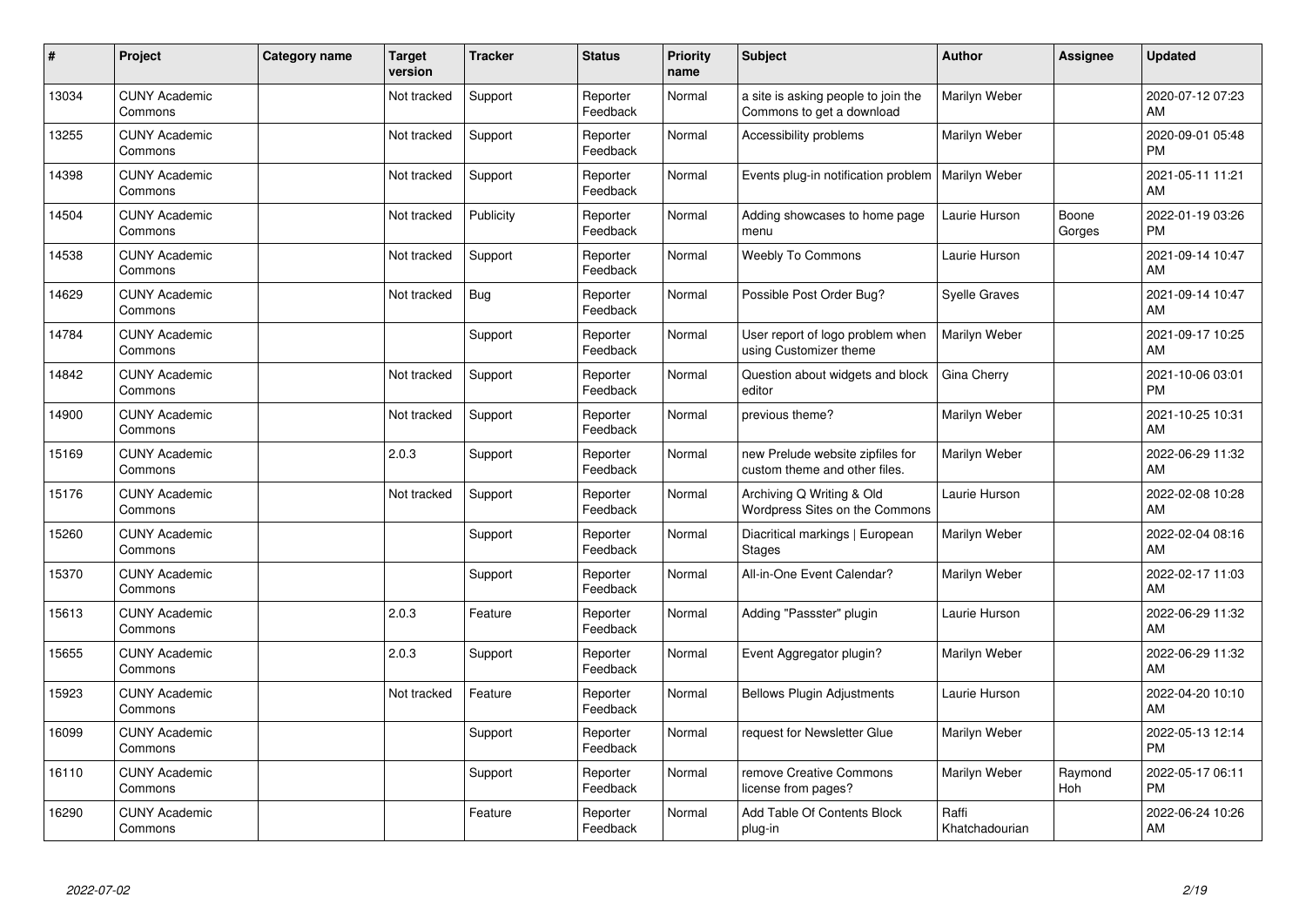| # | Project | Category name | Target version | Tracker | Status | Priority name | Subject | Author | Assignee | Updated |
|---|---|---|---|---|---|---|---|---|---|---|
| 13034 | CUNY Academic Commons | | Not tracked | Support | Reporter Feedback | Normal | a site is asking people to join the Commons to get a download | Marilyn Weber | | 2020-07-12 07:23 AM |
| 13255 | CUNY Academic Commons | | Not tracked | Support | Reporter Feedback | Normal | Accessibility problems | Marilyn Weber | | 2020-09-01 05:48 PM |
| 14398 | CUNY Academic Commons | | Not tracked | Support | Reporter Feedback | Normal | Events plug-in notification problem | Marilyn Weber | | 2021-05-11 11:21 AM |
| 14504 | CUNY Academic Commons | | Not tracked | Publicity | Reporter Feedback | Normal | Adding showcases to home page menu | Laurie Hurson | Boone Gorges | 2022-01-19 03:26 PM |
| 14538 | CUNY Academic Commons | | Not tracked | Support | Reporter Feedback | Normal | Weebly To Commons | Laurie Hurson | | 2021-09-14 10:47 AM |
| 14629 | CUNY Academic Commons | | Not tracked | Bug | Reporter Feedback | Normal | Possible Post Order Bug? | Syelle Graves | | 2021-09-14 10:47 AM |
| 14784 | CUNY Academic Commons | | | Support | Reporter Feedback | Normal | User report of logo problem when using Customizer theme | Marilyn Weber | | 2021-09-17 10:25 AM |
| 14842 | CUNY Academic Commons | | Not tracked | Support | Reporter Feedback | Normal | Question about widgets and block editor | Gina Cherry | | 2021-10-06 03:01 PM |
| 14900 | CUNY Academic Commons | | Not tracked | Support | Reporter Feedback | Normal | previous theme? | Marilyn Weber | | 2021-10-25 10:31 AM |
| 15169 | CUNY Academic Commons | | 2.0.3 | Support | Reporter Feedback | Normal | new Prelude website zipfiles for custom theme and other files. | Marilyn Weber | | 2022-06-29 11:32 AM |
| 15176 | CUNY Academic Commons | | Not tracked | Support | Reporter Feedback | Normal | Archiving Q Writing & Old Wordpress Sites on the Commons | Laurie Hurson | | 2022-02-08 10:28 AM |
| 15260 | CUNY Academic Commons | | | Support | Reporter Feedback | Normal | Diacritical markings \| European Stages | Marilyn Weber | | 2022-02-04 08:16 AM |
| 15370 | CUNY Academic Commons | | | Support | Reporter Feedback | Normal | All-in-One Event Calendar? | Marilyn Weber | | 2022-02-17 11:03 AM |
| 15613 | CUNY Academic Commons | | 2.0.3 | Feature | Reporter Feedback | Normal | Adding "Passster" plugin | Laurie Hurson | | 2022-06-29 11:32 AM |
| 15655 | CUNY Academic Commons | | 2.0.3 | Support | Reporter Feedback | Normal | Event Aggregator plugin? | Marilyn Weber | | 2022-06-29 11:32 AM |
| 15923 | CUNY Academic Commons | | Not tracked | Feature | Reporter Feedback | Normal | Bellows Plugin Adjustments | Laurie Hurson | | 2022-04-20 10:10 AM |
| 16099 | CUNY Academic Commons | | | Support | Reporter Feedback | Normal | request for Newsletter Glue | Marilyn Weber | | 2022-05-13 12:14 PM |
| 16110 | CUNY Academic Commons | | | Support | Reporter Feedback | Normal | remove Creative Commons license from pages? | Marilyn Weber | Raymond Hoh | 2022-05-17 06:11 PM |
| 16290 | CUNY Academic Commons | | | Feature | Reporter Feedback | Normal | Add Table Of Contents Block plug-in | Raffi Khatchadourian | | 2022-06-24 10:26 AM |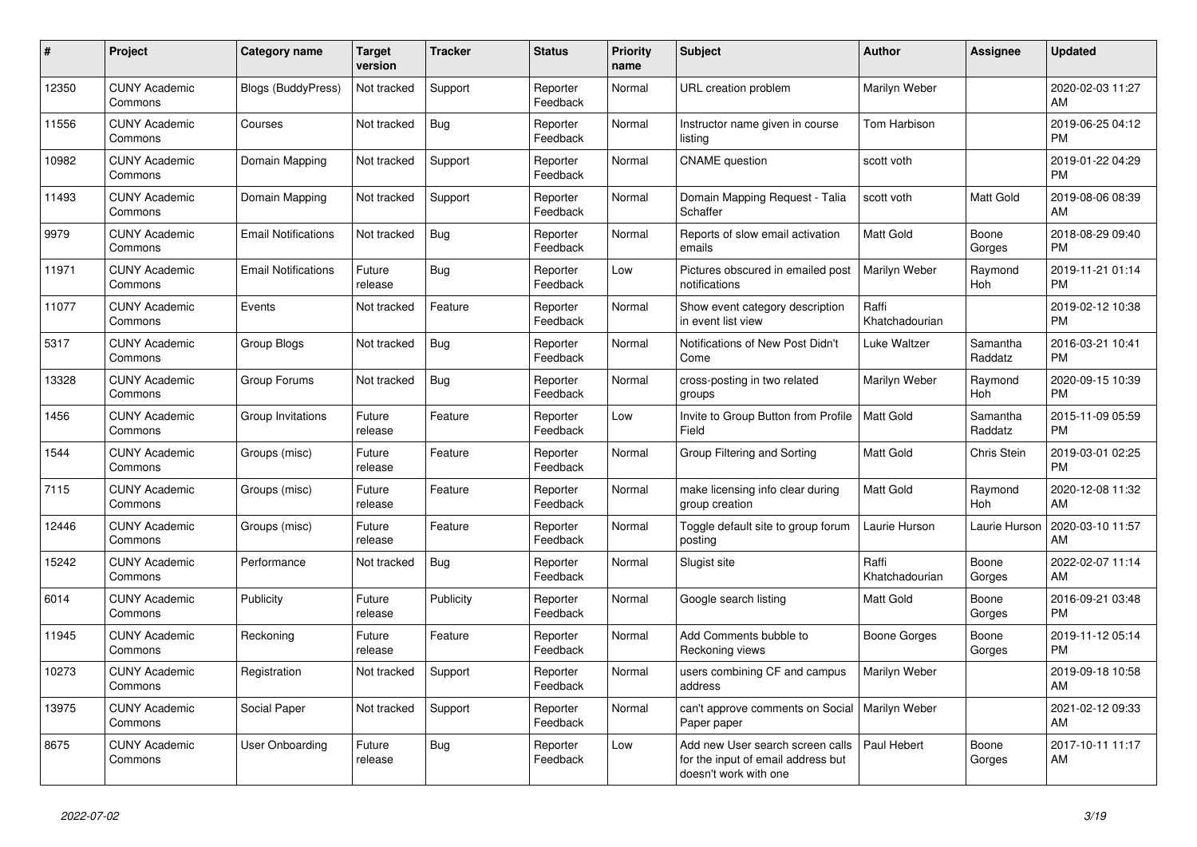| # | Project | Category name | Target version | Tracker | Status | Priority name | Subject | Author | Assignee | Updated |
|---|---|---|---|---|---|---|---|---|---|---|
| 12350 | CUNY Academic Commons | Blogs (BuddyPress) | Not tracked | Support | Reporter Feedback | Normal | URL creation problem | Marilyn Weber | | 2020-02-03 11:27 AM |
| 11556 | CUNY Academic Commons | Courses | Not tracked | Bug | Reporter Feedback | Normal | Instructor name given in course listing | Tom Harbison | | 2019-06-25 04:12 PM |
| 10982 | CUNY Academic Commons | Domain Mapping | Not tracked | Support | Reporter Feedback | Normal | CNAME question | scott voth | | 2019-01-22 04:29 PM |
| 11493 | CUNY Academic Commons | Domain Mapping | Not tracked | Support | Reporter Feedback | Normal | Domain Mapping Request - Talia Schaffer | scott voth | Matt Gold | 2019-08-06 08:39 AM |
| 9979 | CUNY Academic Commons | Email Notifications | Not tracked | Bug | Reporter Feedback | Normal | Reports of slow email activation emails | Matt Gold | Boone Gorges | 2018-08-29 09:40 PM |
| 11971 | CUNY Academic Commons | Email Notifications | Future release | Bug | Reporter Feedback | Low | Pictures obscured in emailed post notifications | Marilyn Weber | Raymond Hoh | 2019-11-21 01:14 PM |
| 11077 | CUNY Academic Commons | Events | Not tracked | Feature | Reporter Feedback | Normal | Show event category description in event list view | Raffi Khatchadourian | | 2019-02-12 10:38 PM |
| 5317 | CUNY Academic Commons | Group Blogs | Not tracked | Bug | Reporter Feedback | Normal | Notifications of New Post Didn't Come | Luke Waltzer | Samantha Raddatz | 2016-03-21 10:41 PM |
| 13328 | CUNY Academic Commons | Group Forums | Not tracked | Bug | Reporter Feedback | Normal | cross-posting in two related groups | Marilyn Weber | Raymond Hoh | 2020-09-15 10:39 PM |
| 1456 | CUNY Academic Commons | Group Invitations | Future release | Feature | Reporter Feedback | Low | Invite to Group Button from Profile Field | Matt Gold | Samantha Raddatz | 2015-11-09 05:59 PM |
| 1544 | CUNY Academic Commons | Groups (misc) | Future release | Feature | Reporter Feedback | Normal | Group Filtering and Sorting | Matt Gold | Chris Stein | 2019-03-01 02:25 PM |
| 7115 | CUNY Academic Commons | Groups (misc) | Future release | Feature | Reporter Feedback | Normal | make licensing info clear during group creation | Matt Gold | Raymond Hoh | 2020-12-08 11:32 AM |
| 12446 | CUNY Academic Commons | Groups (misc) | Future release | Feature | Reporter Feedback | Normal | Toggle default site to group forum posting | Laurie Hurson | Laurie Hurson | 2020-03-10 11:57 AM |
| 15242 | CUNY Academic Commons | Performance | Not tracked | Bug | Reporter Feedback | Normal | Slugist site | Raffi Khatchadourian | Boone Gorges | 2022-02-07 11:14 AM |
| 6014 | CUNY Academic Commons | Publicity | Future release | Publicity | Reporter Feedback | Normal | Google search listing | Matt Gold | Boone Gorges | 2016-09-21 03:48 PM |
| 11945 | CUNY Academic Commons | Reckoning | Future release | Feature | Reporter Feedback | Normal | Add Comments bubble to Reckoning views | Boone Gorges | Boone Gorges | 2019-11-12 05:14 PM |
| 10273 | CUNY Academic Commons | Registration | Not tracked | Support | Reporter Feedback | Normal | users combining CF and campus address | Marilyn Weber | | 2019-09-18 10:58 AM |
| 13975 | CUNY Academic Commons | Social Paper | Not tracked | Support | Reporter Feedback | Normal | can't approve comments on Social Paper paper | Marilyn Weber | | 2021-02-12 09:33 AM |
| 8675 | CUNY Academic Commons | User Onboarding | Future release | Bug | Reporter Feedback | Low | Add new User search screen calls for the input of email address but doesn't work with one | Paul Hebert | Boone Gorges | 2017-10-11 11:17 AM |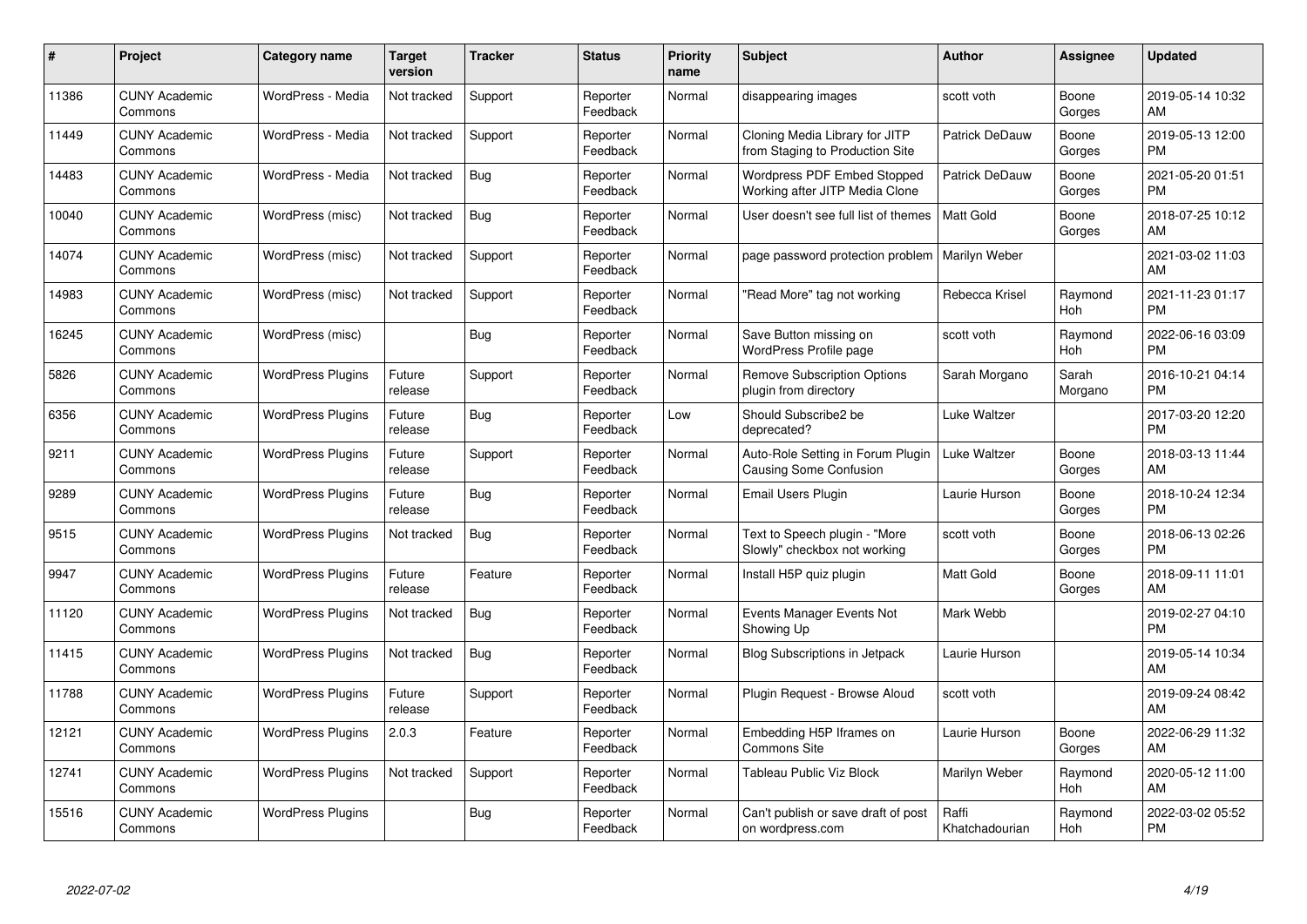| # | Project | Category name | Target version | Tracker | Status | Priority name | Subject | Author | Assignee | Updated |
|---|---|---|---|---|---|---|---|---|---|---|
| 11386 | CUNY Academic Commons | WordPress - Media | Not tracked | Support | Reporter Feedback | Normal | disappearing images | scott voth | Boone Gorges | 2019-05-14 10:32 AM |
| 11449 | CUNY Academic Commons | WordPress - Media | Not tracked | Support | Reporter Feedback | Normal | Cloning Media Library for JITP from Staging to Production Site | Patrick DeDauw | Boone Gorges | 2019-05-13 12:00 PM |
| 14483 | CUNY Academic Commons | WordPress - Media | Not tracked | Bug | Reporter Feedback | Normal | Wordpress PDF Embed Stopped Working after JITP Media Clone | Patrick DeDauw | Boone Gorges | 2021-05-20 01:51 PM |
| 10040 | CUNY Academic Commons | WordPress (misc) | Not tracked | Bug | Reporter Feedback | Normal | User doesn't see full list of themes | Matt Gold | Boone Gorges | 2018-07-25 10:12 AM |
| 14074 | CUNY Academic Commons | WordPress (misc) | Not tracked | Support | Reporter Feedback | Normal | page password protection problem | Marilyn Weber | | 2021-03-02 11:03 AM |
| 14983 | CUNY Academic Commons | WordPress (misc) | Not tracked | Support | Reporter Feedback | Normal | "Read More" tag not working | Rebecca Krisel | Raymond Hoh | 2021-11-23 01:17 PM |
| 16245 | CUNY Academic Commons | WordPress (misc) | | Bug | Reporter Feedback | Normal | Save Button missing on WordPress Profile page | scott voth | Raymond Hoh | 2022-06-16 03:09 PM |
| 5826 | CUNY Academic Commons | WordPress Plugins | Future release | Support | Reporter Feedback | Normal | Remove Subscription Options plugin from directory | Sarah Morgano | Sarah Morgano | 2016-10-21 04:14 PM |
| 6356 | CUNY Academic Commons | WordPress Plugins | Future release | Bug | Reporter Feedback | Low | Should Subscribe2 be deprecated? | Luke Waltzer | | 2017-03-20 12:20 PM |
| 9211 | CUNY Academic Commons | WordPress Plugins | Future release | Support | Reporter Feedback | Normal | Auto-Role Setting in Forum Plugin Causing Some Confusion | Luke Waltzer | Boone Gorges | 2018-03-13 11:44 AM |
| 9289 | CUNY Academic Commons | WordPress Plugins | Future release | Bug | Reporter Feedback | Normal | Email Users Plugin | Laurie Hurson | Boone Gorges | 2018-10-24 12:34 PM |
| 9515 | CUNY Academic Commons | WordPress Plugins | Not tracked | Bug | Reporter Feedback | Normal | Text to Speech plugin - "More Slowly" checkbox not working | scott voth | Boone Gorges | 2018-06-13 02:26 PM |
| 9947 | CUNY Academic Commons | WordPress Plugins | Future release | Feature | Reporter Feedback | Normal | Install H5P quiz plugin | Matt Gold | Boone Gorges | 2018-09-11 11:01 AM |
| 11120 | CUNY Academic Commons | WordPress Plugins | Not tracked | Bug | Reporter Feedback | Normal | Events Manager Events Not Showing Up | Mark Webb | | 2019-02-27 04:10 PM |
| 11415 | CUNY Academic Commons | WordPress Plugins | Not tracked | Bug | Reporter Feedback | Normal | Blog Subscriptions in Jetpack | Laurie Hurson | | 2019-05-14 10:34 AM |
| 11788 | CUNY Academic Commons | WordPress Plugins | Future release | Support | Reporter Feedback | Normal | Plugin Request - Browse Aloud | scott voth | | 2019-09-24 08:42 AM |
| 12121 | CUNY Academic Commons | WordPress Plugins | 2.0.3 | Feature | Reporter Feedback | Normal | Embedding H5P Iframes on Commons Site | Laurie Hurson | Boone Gorges | 2022-06-29 11:32 AM |
| 12741 | CUNY Academic Commons | WordPress Plugins | Not tracked | Support | Reporter Feedback | Normal | Tableau Public Viz Block | Marilyn Weber | Raymond Hoh | 2020-05-12 11:00 AM |
| 15516 | CUNY Academic Commons | WordPress Plugins | | Bug | Reporter Feedback | Normal | Can't publish or save draft of post on wordpress.com | Raffi Khatchadourian | Raymond Hoh | 2022-03-02 05:52 PM |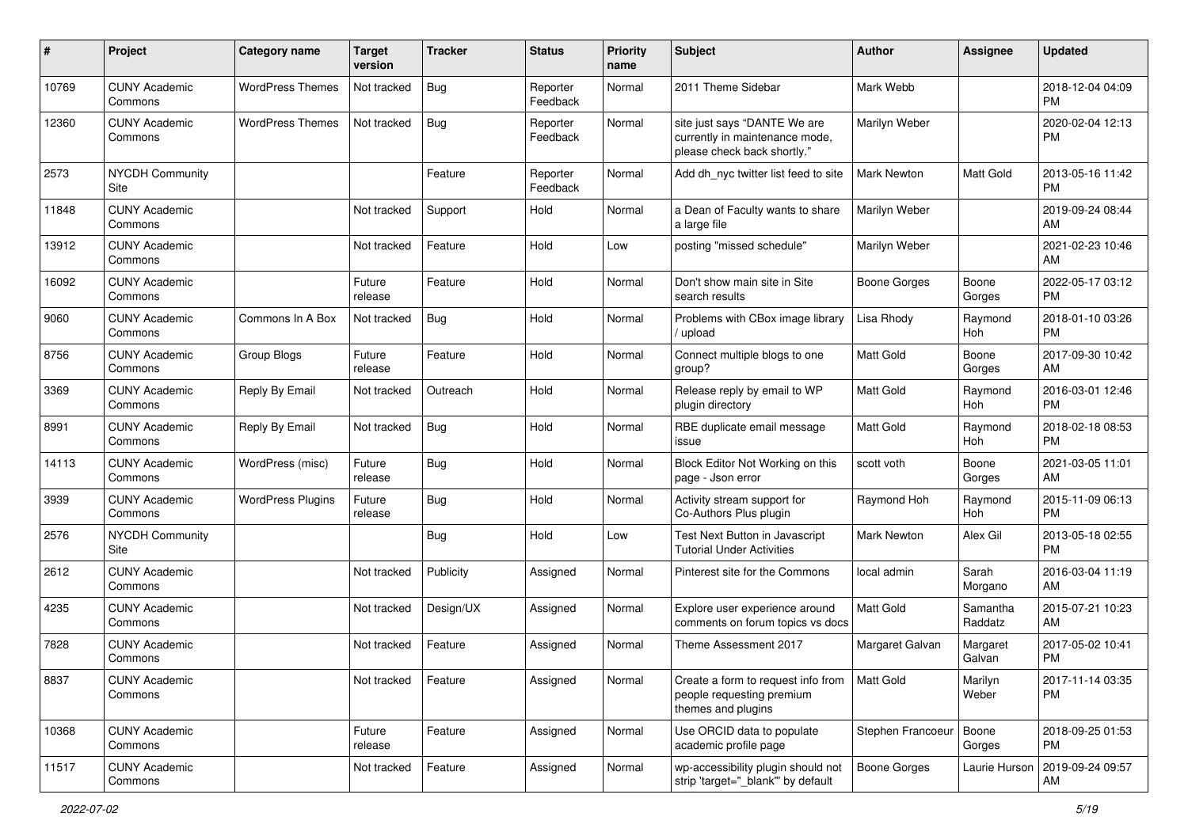| # | Project | Category name | Target version | Tracker | Status | Priority name | Subject | Author | Assignee | Updated |
|---|---|---|---|---|---|---|---|---|---|---|
| 10769 | CUNY Academic Commons | WordPress Themes | Not tracked | Bug | Reporter Feedback | Normal | 2011 Theme Sidebar | Mark Webb | | 2018-12-04 04:09 PM |
| 12360 | CUNY Academic Commons | WordPress Themes | Not tracked | Bug | Reporter Feedback | Normal | site just says "DANTE We are currently in maintenance mode, please check back shortly." | Marilyn Weber | | 2020-02-04 12:13 PM |
| 2573 | NYCDH Community Site | | | Feature | Reporter Feedback | Normal | Add dh_nyc twitter list feed to site | Mark Newton | Matt Gold | 2013-05-16 11:42 PM |
| 11848 | CUNY Academic Commons | | Not tracked | Support | Hold | Normal | a Dean of Faculty wants to share a large file | Marilyn Weber | | 2019-09-24 08:44 AM |
| 13912 | CUNY Academic Commons | | Not tracked | Feature | Hold | Low | posting "missed schedule" | Marilyn Weber | | 2021-02-23 10:46 AM |
| 16092 | CUNY Academic Commons | | Future release | Feature | Hold | Normal | Don't show main site in Site search results | Boone Gorges | Boone Gorges | 2022-05-17 03:12 PM |
| 9060 | CUNY Academic Commons | Commons In A Box | Not tracked | Bug | Hold | Normal | Problems with CBox image library / upload | Lisa Rhody | Raymond Hoh | 2018-01-10 03:26 PM |
| 8756 | CUNY Academic Commons | Group Blogs | Future release | Feature | Hold | Normal | Connect multiple blogs to one group? | Matt Gold | Boone Gorges | 2017-09-30 10:42 AM |
| 3369 | CUNY Academic Commons | Reply By Email | Not tracked | Outreach | Hold | Normal | Release reply by email to WP plugin directory | Matt Gold | Raymond Hoh | 2016-03-01 12:46 PM |
| 8991 | CUNY Academic Commons | Reply By Email | Not tracked | Bug | Hold | Normal | RBE duplicate email message issue | Matt Gold | Raymond Hoh | 2018-02-18 08:53 PM |
| 14113 | CUNY Academic Commons | WordPress (misc) | Future release | Bug | Hold | Normal | Block Editor Not Working on this page - Json error | scott voth | Boone Gorges | 2021-03-05 11:01 AM |
| 3939 | CUNY Academic Commons | WordPress Plugins | Future release | Bug | Hold | Normal | Activity stream support for Co-Authors Plus plugin | Raymond Hoh | Raymond Hoh | 2015-11-09 06:13 PM |
| 2576 | NYCDH Community Site | | | Bug | Hold | Low | Test Next Button in Javascript Tutorial Under Activities | Mark Newton | Alex Gil | 2013-05-18 02:55 PM |
| 2612 | CUNY Academic Commons | | Not tracked | Publicity | Assigned | Normal | Pinterest site for the Commons | local admin | Sarah Morgano | 2016-03-04 11:19 AM |
| 4235 | CUNY Academic Commons | | Not tracked | Design/UX | Assigned | Normal | Explore user experience around comments on forum topics vs docs | Matt Gold | Samantha Raddatz | 2015-07-21 10:23 AM |
| 7828 | CUNY Academic Commons | | Not tracked | Feature | Assigned | Normal | Theme Assessment 2017 | Margaret Galvan | Margaret Galvan | 2017-05-02 10:41 PM |
| 8837 | CUNY Academic Commons | | Not tracked | Feature | Assigned | Normal | Create a form to request info from people requesting premium themes and plugins | Matt Gold | Marilyn Weber | 2017-11-14 03:35 PM |
| 10368 | CUNY Academic Commons | | Future release | Feature | Assigned | Normal | Use ORCID data to populate academic profile page | Stephen Francoeur | Boone Gorges | 2018-09-25 01:53 PM |
| 11517 | CUNY Academic Commons | | Not tracked | Feature | Assigned | Normal | wp-accessibility plugin should not strip 'target="_blank"' by default | Boone Gorges | Laurie Hurson | 2019-09-24 09:57 AM |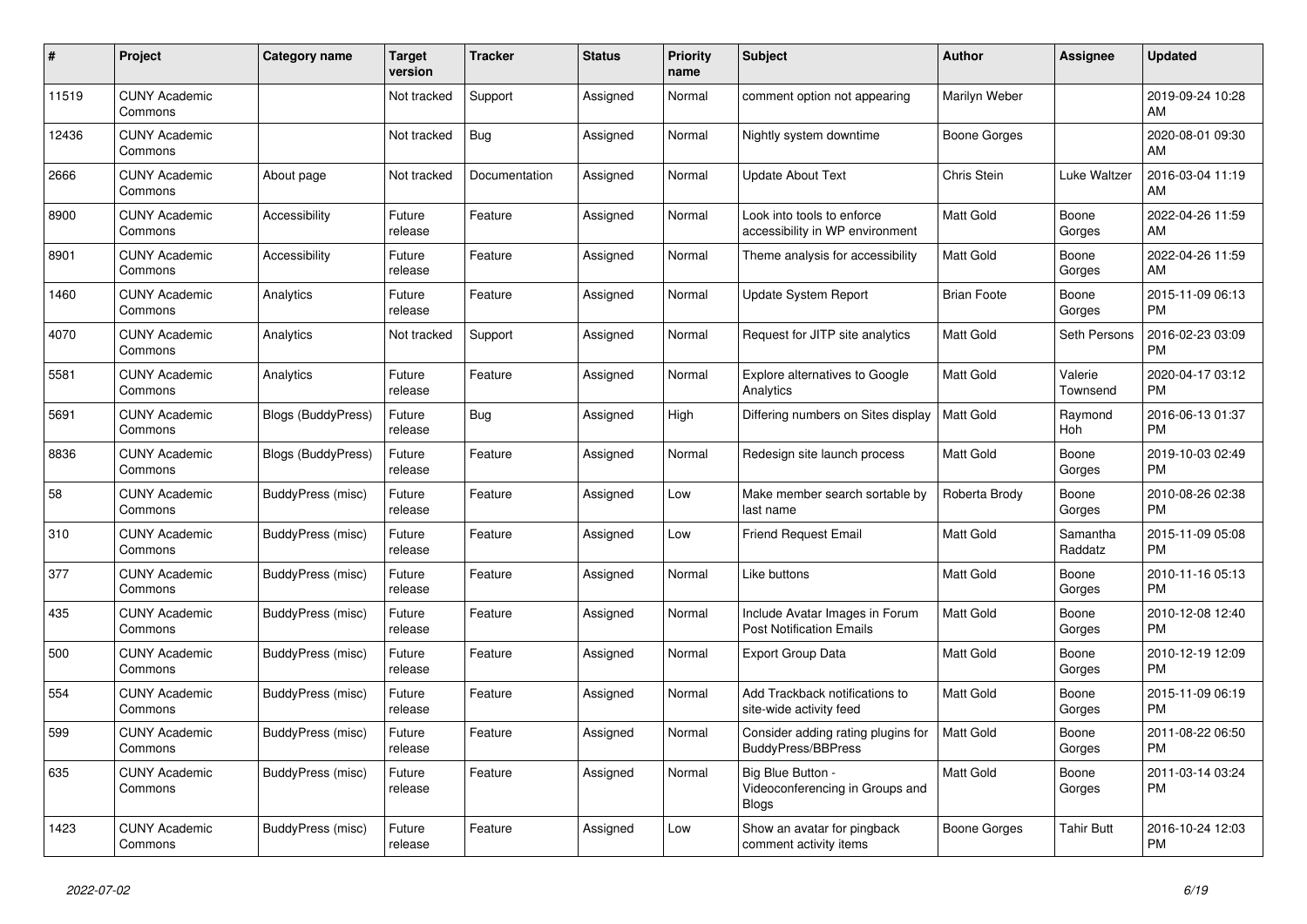| # | Project | Category name | Target version | Tracker | Status | Priority name | Subject | Author | Assignee | Updated |
|---|---|---|---|---|---|---|---|---|---|---|
| 11519 | CUNY Academic Commons | | Not tracked | Support | Assigned | Normal | comment option not appearing | Marilyn Weber | | 2019-09-24 10:28 AM |
| 12436 | CUNY Academic Commons | | Not tracked | Bug | Assigned | Normal | Nightly system downtime | Boone Gorges | | 2020-08-01 09:30 AM |
| 2666 | CUNY Academic Commons | About page | Not tracked | Documentation | Assigned | Normal | Update About Text | Chris Stein | Luke Waltzer | 2016-03-04 11:19 AM |
| 8900 | CUNY Academic Commons | Accessibility | Future release | Feature | Assigned | Normal | Look into tools to enforce accessibility in WP environment | Matt Gold | Boone Gorges | 2022-04-26 11:59 AM |
| 8901 | CUNY Academic Commons | Accessibility | Future release | Feature | Assigned | Normal | Theme analysis for accessibility | Matt Gold | Boone Gorges | 2022-04-26 11:59 AM |
| 1460 | CUNY Academic Commons | Analytics | Future release | Feature | Assigned | Normal | Update System Report | Brian Foote | Boone Gorges | 2015-11-09 06:13 PM |
| 4070 | CUNY Academic Commons | Analytics | Not tracked | Support | Assigned | Normal | Request for JITP site analytics | Matt Gold | Seth Persons | 2016-02-23 03:09 PM |
| 5581 | CUNY Academic Commons | Analytics | Future release | Feature | Assigned | Normal | Explore alternatives to Google Analytics | Matt Gold | Valerie Townsend | 2020-04-17 03:12 PM |
| 5691 | CUNY Academic Commons | Blogs (BuddyPress) | Future release | Bug | Assigned | High | Differing numbers on Sites display | Matt Gold | Raymond Hoh | 2016-06-13 01:37 PM |
| 8836 | CUNY Academic Commons | Blogs (BuddyPress) | Future release | Feature | Assigned | Normal | Redesign site launch process | Matt Gold | Boone Gorges | 2019-10-03 02:49 PM |
| 58 | CUNY Academic Commons | BuddyPress (misc) | Future release | Feature | Assigned | Low | Make member search sortable by last name | Roberta Brody | Boone Gorges | 2010-08-26 02:38 PM |
| 310 | CUNY Academic Commons | BuddyPress (misc) | Future release | Feature | Assigned | Low | Friend Request Email | Matt Gold | Samantha Raddatz | 2015-11-09 05:08 PM |
| 377 | CUNY Academic Commons | BuddyPress (misc) | Future release | Feature | Assigned | Normal | Like buttons | Matt Gold | Boone Gorges | 2010-11-16 05:13 PM |
| 435 | CUNY Academic Commons | BuddyPress (misc) | Future release | Feature | Assigned | Normal | Include Avatar Images in Forum Post Notification Emails | Matt Gold | Boone Gorges | 2010-12-08 12:40 PM |
| 500 | CUNY Academic Commons | BuddyPress (misc) | Future release | Feature | Assigned | Normal | Export Group Data | Matt Gold | Boone Gorges | 2010-12-19 12:09 PM |
| 554 | CUNY Academic Commons | BuddyPress (misc) | Future release | Feature | Assigned | Normal | Add Trackback notifications to site-wide activity feed | Matt Gold | Boone Gorges | 2015-11-09 06:19 PM |
| 599 | CUNY Academic Commons | BuddyPress (misc) | Future release | Feature | Assigned | Normal | Consider adding rating plugins for BuddyPress/BBPress | Matt Gold | Boone Gorges | 2011-08-22 06:50 PM |
| 635 | CUNY Academic Commons | BuddyPress (misc) | Future release | Feature | Assigned | Normal | Big Blue Button - Videoconferencing in Groups and Blogs | Matt Gold | Boone Gorges | 2011-03-14 03:24 PM |
| 1423 | CUNY Academic Commons | BuddyPress (misc) | Future release | Feature | Assigned | Low | Show an avatar for pingback comment activity items | Boone Gorges | Tahir Butt | 2016-10-24 12:03 PM |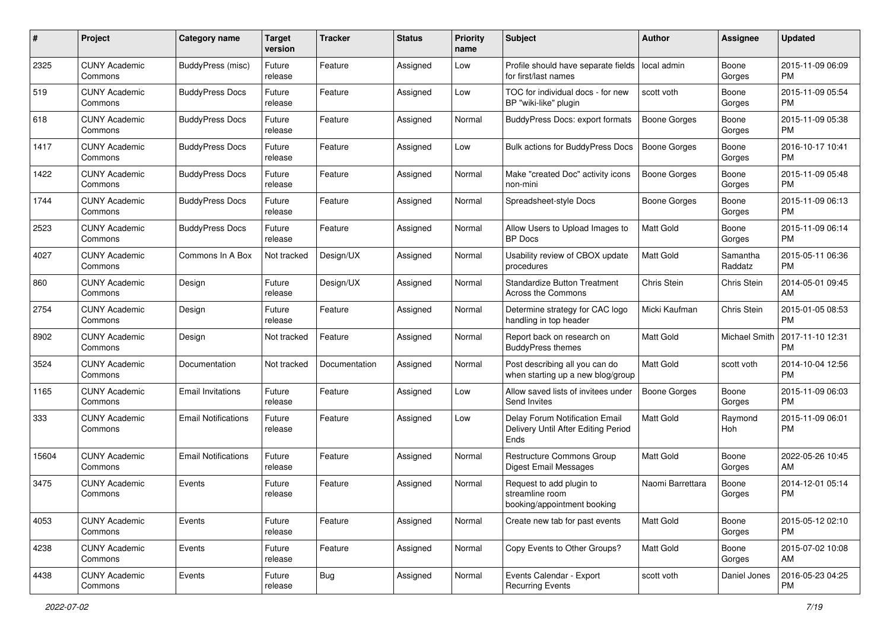| # | Project | Category name | Target version | Tracker | Status | Priority name | Subject | Author | Assignee | Updated |
|---|---|---|---|---|---|---|---|---|---|---|
| 2325 | CUNY Academic Commons | BuddyPress (misc) | Future release | Feature | Assigned | Low | Profile should have separate fields for first/last names | local admin | Boone Gorges | 2015-11-09 06:09 PM |
| 519 | CUNY Academic Commons | BuddyPress Docs | Future release | Feature | Assigned | Low | TOC for individual docs - for new BP "wiki-like" plugin | scott voth | Boone Gorges | 2015-11-09 05:54 PM |
| 618 | CUNY Academic Commons | BuddyPress Docs | Future release | Feature | Assigned | Normal | BuddyPress Docs: export formats | Boone Gorges | Boone Gorges | 2015-11-09 05:38 PM |
| 1417 | CUNY Academic Commons | BuddyPress Docs | Future release | Feature | Assigned | Low | Bulk actions for BuddyPress Docs | Boone Gorges | Boone Gorges | 2016-10-17 10:41 PM |
| 1422 | CUNY Academic Commons | BuddyPress Docs | Future release | Feature | Assigned | Normal | Make "created Doc" activity icons non-mini | Boone Gorges | Boone Gorges | 2015-11-09 05:48 PM |
| 1744 | CUNY Academic Commons | BuddyPress Docs | Future release | Feature | Assigned | Normal | Spreadsheet-style Docs | Boone Gorges | Boone Gorges | 2015-11-09 06:13 PM |
| 2523 | CUNY Academic Commons | BuddyPress Docs | Future release | Feature | Assigned | Normal | Allow Users to Upload Images to BP Docs | Matt Gold | Boone Gorges | 2015-11-09 06:14 PM |
| 4027 | CUNY Academic Commons | Commons In A Box | Not tracked | Design/UX | Assigned | Normal | Usability review of CBOX update procedures | Matt Gold | Samantha Raddatz | 2015-05-11 06:36 PM |
| 860 | CUNY Academic Commons | Design | Future release | Design/UX | Assigned | Normal | Standardize Button Treatment Across the Commons | Chris Stein | Chris Stein | 2014-05-01 09:45 AM |
| 2754 | CUNY Academic Commons | Design | Future release | Feature | Assigned | Normal | Determine strategy for CAC logo handling in top header | Micki Kaufman | Chris Stein | 2015-01-05 08:53 PM |
| 8902 | CUNY Academic Commons | Design | Not tracked | Feature | Assigned | Normal | Report back on research on BuddyPress themes | Matt Gold | Michael Smith | 2017-11-10 12:31 PM |
| 3524 | CUNY Academic Commons | Documentation | Not tracked | Documentation | Assigned | Normal | Post describing all you can do when starting up a new blog/group | Matt Gold | scott voth | 2014-10-04 12:56 PM |
| 1165 | CUNY Academic Commons | Email Invitations | Future release | Feature | Assigned | Low | Allow saved lists of invitees under Send Invites | Boone Gorges | Boone Gorges | 2015-11-09 06:03 PM |
| 333 | CUNY Academic Commons | Email Notifications | Future release | Feature | Assigned | Low | Delay Forum Notification Email Delivery Until After Editing Period Ends | Matt Gold | Raymond Hoh | 2015-11-09 06:01 PM |
| 15604 | CUNY Academic Commons | Email Notifications | Future release | Feature | Assigned | Normal | Restructure Commons Group Digest Email Messages | Matt Gold | Boone Gorges | 2022-05-26 10:45 AM |
| 3475 | CUNY Academic Commons | Events | Future release | Feature | Assigned | Normal | Request to add plugin to streamline room booking/appointment booking | Naomi Barrettara | Boone Gorges | 2014-12-01 05:14 PM |
| 4053 | CUNY Academic Commons | Events | Future release | Feature | Assigned | Normal | Create new tab for past events | Matt Gold | Boone Gorges | 2015-05-12 02:10 PM |
| 4238 | CUNY Academic Commons | Events | Future release | Feature | Assigned | Normal | Copy Events to Other Groups? | Matt Gold | Boone Gorges | 2015-07-02 10:08 AM |
| 4438 | CUNY Academic Commons | Events | Future release | Bug | Assigned | Normal | Events Calendar - Export Recurring Events | scott voth | Daniel Jones | 2016-05-23 04:25 PM |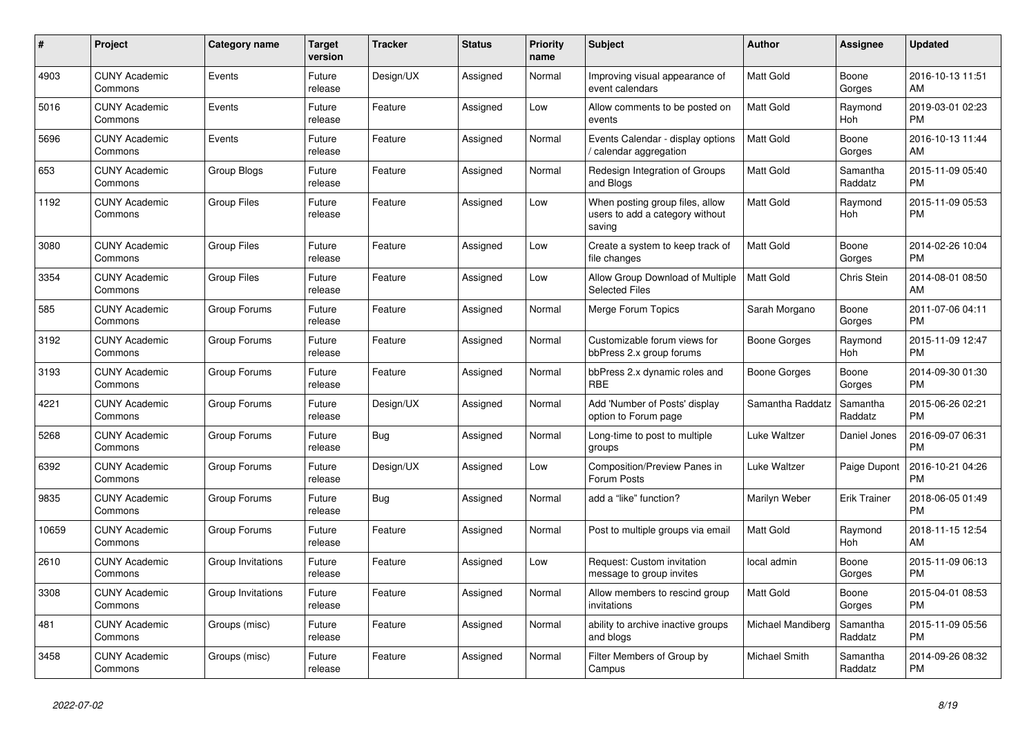| # | Project | Category name | Target version | Tracker | Status | Priority name | Subject | Author | Assignee | Updated |
|---|---|---|---|---|---|---|---|---|---|---|
| 4903 | CUNY Academic Commons | Events | Future release | Design/UX | Assigned | Normal | Improving visual appearance of event calendars | Matt Gold | Boone Gorges | 2016-10-13 11:51 AM |
| 5016 | CUNY Academic Commons | Events | Future release | Feature | Assigned | Low | Allow comments to be posted on events | Matt Gold | Raymond Hoh | 2019-03-01 02:23 PM |
| 5696 | CUNY Academic Commons | Events | Future release | Feature | Assigned | Normal | Events Calendar - display options / calendar aggregation | Matt Gold | Boone Gorges | 2016-10-13 11:44 AM |
| 653 | CUNY Academic Commons | Group Blogs | Future release | Feature | Assigned | Normal | Redesign Integration of Groups and Blogs | Matt Gold | Samantha Raddatz | 2015-11-09 05:40 PM |
| 1192 | CUNY Academic Commons | Group Files | Future release | Feature | Assigned | Low | When posting group files, allow users to add a category without saving | Matt Gold | Raymond Hoh | 2015-11-09 05:53 PM |
| 3080 | CUNY Academic Commons | Group Files | Future release | Feature | Assigned | Low | Create a system to keep track of file changes | Matt Gold | Boone Gorges | 2014-02-26 10:04 PM |
| 3354 | CUNY Academic Commons | Group Files | Future release | Feature | Assigned | Low | Allow Group Download of Multiple Selected Files | Matt Gold | Chris Stein | 2014-08-01 08:50 AM |
| 585 | CUNY Academic Commons | Group Forums | Future release | Feature | Assigned | Normal | Merge Forum Topics | Sarah Morgano | Boone Gorges | 2011-07-06 04:11 PM |
| 3192 | CUNY Academic Commons | Group Forums | Future release | Feature | Assigned | Normal | Customizable forum views for bbPress 2.x group forums | Boone Gorges | Raymond Hoh | 2015-11-09 12:47 PM |
| 3193 | CUNY Academic Commons | Group Forums | Future release | Feature | Assigned | Normal | bbPress 2.x dynamic roles and RBE | Boone Gorges | Boone Gorges | 2014-09-30 01:30 PM |
| 4221 | CUNY Academic Commons | Group Forums | Future release | Design/UX | Assigned | Normal | Add 'Number of Posts' display option to Forum page | Samantha Raddatz | Samantha Raddatz | 2015-06-26 02:21 PM |
| 5268 | CUNY Academic Commons | Group Forums | Future release | Bug | Assigned | Normal | Long-time to post to multiple groups | Luke Waltzer | Daniel Jones | 2016-09-07 06:31 PM |
| 6392 | CUNY Academic Commons | Group Forums | Future release | Design/UX | Assigned | Low | Composition/Preview Panes in Forum Posts | Luke Waltzer | Paige Dupont | 2016-10-21 04:26 PM |
| 9835 | CUNY Academic Commons | Group Forums | Future release | Bug | Assigned | Normal | add a “like” function? | Marilyn Weber | Erik Trainer | 2018-06-05 01:49 PM |
| 10659 | CUNY Academic Commons | Group Forums | Future release | Feature | Assigned | Normal | Post to multiple groups via email | Matt Gold | Raymond Hoh | 2018-11-15 12:54 AM |
| 2610 | CUNY Academic Commons | Group Invitations | Future release | Feature | Assigned | Low | Request: Custom invitation message to group invites | local admin | Boone Gorges | 2015-11-09 06:13 PM |
| 3308 | CUNY Academic Commons | Group Invitations | Future release | Feature | Assigned | Normal | Allow members to rescind group invitations | Matt Gold | Boone Gorges | 2015-04-01 08:53 PM |
| 481 | CUNY Academic Commons | Groups (misc) | Future release | Feature | Assigned | Normal | ability to archive inactive groups and blogs | Michael Mandiberg | Samantha Raddatz | 2015-11-09 05:56 PM |
| 3458 | CUNY Academic Commons | Groups (misc) | Future release | Feature | Assigned | Normal | Filter Members of Group by Campus | Michael Smith | Samantha Raddatz | 2014-09-26 08:32 PM |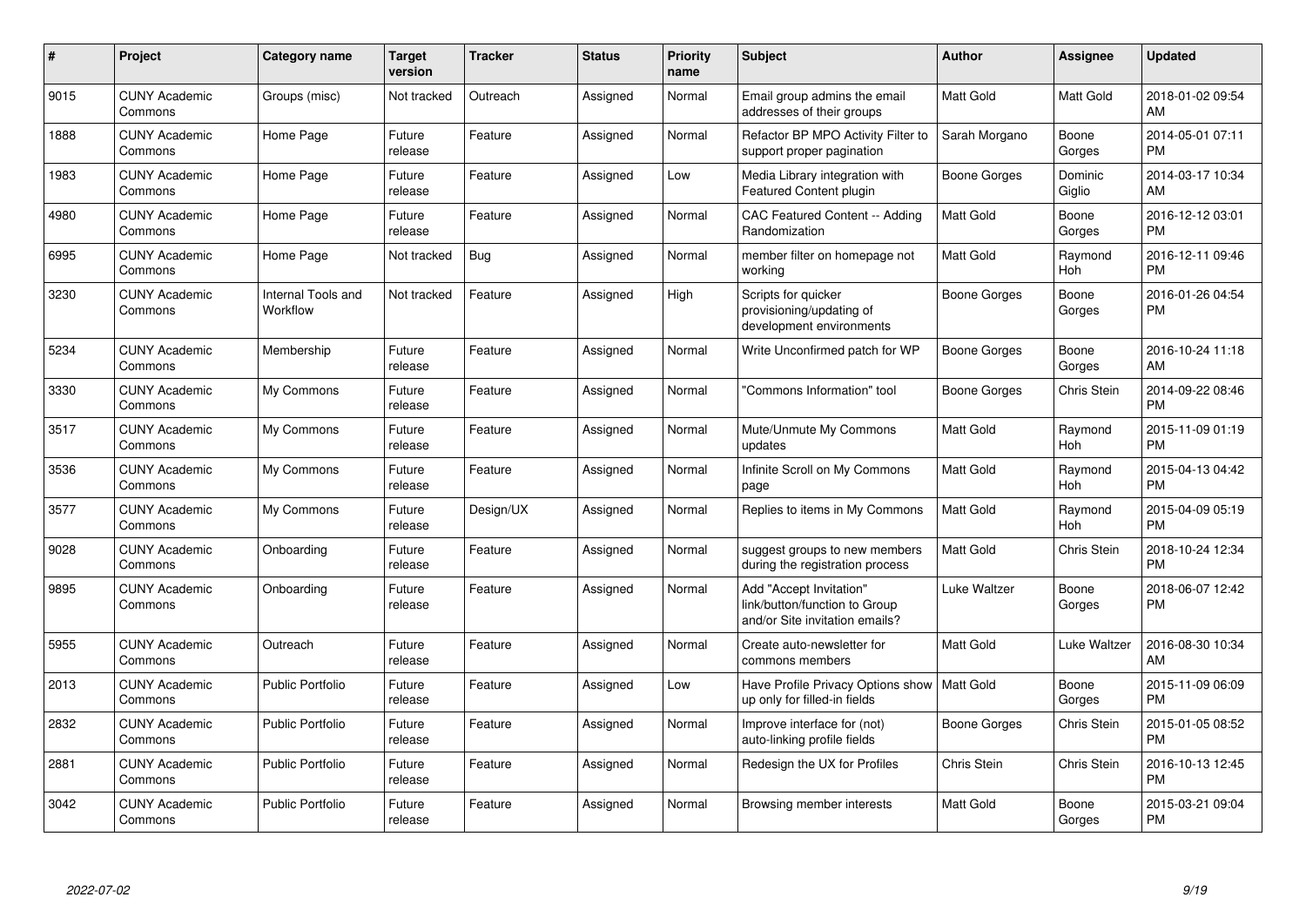| # | Project | Category name | Target version | Tracker | Status | Priority name | Subject | Author | Assignee | Updated |
|---|---|---|---|---|---|---|---|---|---|---|
| 9015 | CUNY Academic Commons | Groups (misc) | Not tracked | Outreach | Assigned | Normal | Email group admins the email addresses of their groups | Matt Gold | Matt Gold | 2018-01-02 09:54 AM |
| 1888 | CUNY Academic Commons | Home Page | Future release | Feature | Assigned | Normal | Refactor BP MPO Activity Filter to support proper pagination | Sarah Morgano | Boone Gorges | 2014-05-01 07:11 PM |
| 1983 | CUNY Academic Commons | Home Page | Future release | Feature | Assigned | Low | Media Library integration with Featured Content plugin | Boone Gorges | Dominic Giglio | 2014-03-17 10:34 AM |
| 4980 | CUNY Academic Commons | Home Page | Future release | Feature | Assigned | Normal | CAC Featured Content -- Adding Randomization | Matt Gold | Boone Gorges | 2016-12-12 03:01 PM |
| 6995 | CUNY Academic Commons | Home Page | Not tracked | Bug | Assigned | Normal | member filter on homepage not working | Matt Gold | Raymond Hoh | 2016-12-11 09:46 PM |
| 3230 | CUNY Academic Commons | Internal Tools and Workflow | Not tracked | Feature | Assigned | High | Scripts for quicker provisioning/updating of development environments | Boone Gorges | Boone Gorges | 2016-01-26 04:54 PM |
| 5234 | CUNY Academic Commons | Membership | Future release | Feature | Assigned | Normal | Write Unconfirmed patch for WP | Boone Gorges | Boone Gorges | 2016-10-24 11:18 AM |
| 3330 | CUNY Academic Commons | My Commons | Future release | Feature | Assigned | Normal | "Commons Information" tool | Boone Gorges | Chris Stein | 2014-09-22 08:46 PM |
| 3517 | CUNY Academic Commons | My Commons | Future release | Feature | Assigned | Normal | Mute/Unmute My Commons updates | Matt Gold | Raymond Hoh | 2015-11-09 01:19 PM |
| 3536 | CUNY Academic Commons | My Commons | Future release | Feature | Assigned | Normal | Infinite Scroll on My Commons page | Matt Gold | Raymond Hoh | 2015-04-13 04:42 PM |
| 3577 | CUNY Academic Commons | My Commons | Future release | Design/UX | Assigned | Normal | Replies to items in My Commons | Matt Gold | Raymond Hoh | 2015-04-09 05:19 PM |
| 9028 | CUNY Academic Commons | Onboarding | Future release | Feature | Assigned | Normal | suggest groups to new members during the registration process | Matt Gold | Chris Stein | 2018-10-24 12:34 PM |
| 9895 | CUNY Academic Commons | Onboarding | Future release | Feature | Assigned | Normal | Add "Accept Invitation" link/button/function to Group and/or Site invitation emails? | Luke Waltzer | Boone Gorges | 2018-06-07 12:42 PM |
| 5955 | CUNY Academic Commons | Outreach | Future release | Feature | Assigned | Normal | Create auto-newsletter for commons members | Matt Gold | Luke Waltzer | 2016-08-30 10:34 AM |
| 2013 | CUNY Academic Commons | Public Portfolio | Future release | Feature | Assigned | Low | Have Profile Privacy Options show up only for filled-in fields | Matt Gold | Boone Gorges | 2015-11-09 06:09 PM |
| 2832 | CUNY Academic Commons | Public Portfolio | Future release | Feature | Assigned | Normal | Improve interface for (not) auto-linking profile fields | Boone Gorges | Chris Stein | 2015-01-05 08:52 PM |
| 2881 | CUNY Academic Commons | Public Portfolio | Future release | Feature | Assigned | Normal | Redesign the UX for Profiles | Chris Stein | Chris Stein | 2016-10-13 12:45 PM |
| 3042 | CUNY Academic Commons | Public Portfolio | Future release | Feature | Assigned | Normal | Browsing member interests | Matt Gold | Boone Gorges | 2015-03-21 09:04 PM |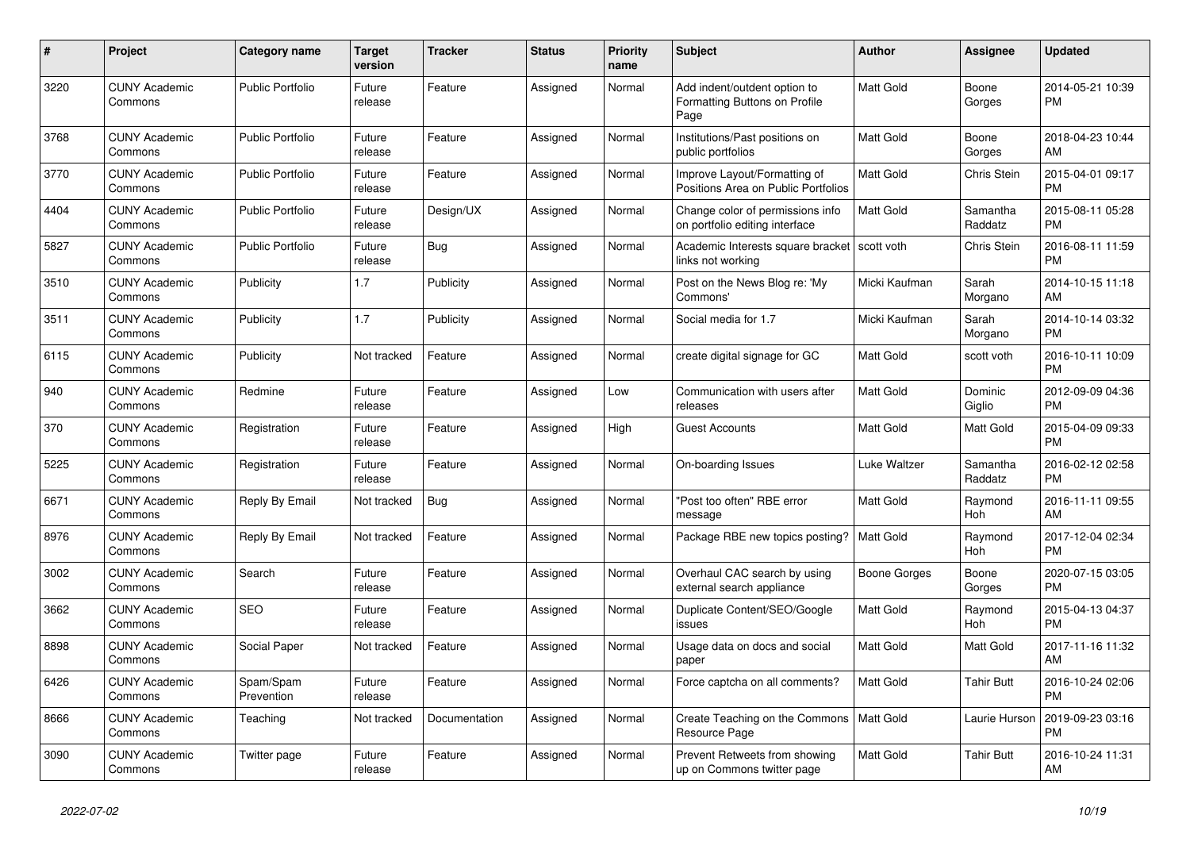| # | Project | Category name | Target version | Tracker | Status | Priority name | Subject | Author | Assignee | Updated |
|---|---|---|---|---|---|---|---|---|---|---|
| 3220 | CUNY Academic Commons | Public Portfolio | Future release | Feature | Assigned | Normal | Add indent/outdent option to Formatting Buttons on Profile Page | Matt Gold | Boone Gorges | 2014-05-21 10:39 PM |
| 3768 | CUNY Academic Commons | Public Portfolio | Future release | Feature | Assigned | Normal | Institutions/Past positions on public portfolios | Matt Gold | Boone Gorges | 2018-04-23 10:44 AM |
| 3770 | CUNY Academic Commons | Public Portfolio | Future release | Feature | Assigned | Normal | Improve Layout/Formatting of Positions Area on Public Portfolios | Matt Gold | Chris Stein | 2015-04-01 09:17 PM |
| 4404 | CUNY Academic Commons | Public Portfolio | Future release | Design/UX | Assigned | Normal | Change color of permissions info on portfolio editing interface | Matt Gold | Samantha Raddatz | 2015-08-11 05:28 PM |
| 5827 | CUNY Academic Commons | Public Portfolio | Future release | Bug | Assigned | Normal | Academic Interests square bracket links not working | scott voth | Chris Stein | 2016-08-11 11:59 PM |
| 3510 | CUNY Academic Commons | Publicity | 1.7 | Publicity | Assigned | Normal | Post on the News Blog re: 'My Commons' | Micki Kaufman | Sarah Morgano | 2014-10-15 11:18 AM |
| 3511 | CUNY Academic Commons | Publicity | 1.7 | Publicity | Assigned | Normal | Social media for 1.7 | Micki Kaufman | Sarah Morgano | 2014-10-14 03:32 PM |
| 6115 | CUNY Academic Commons | Publicity | Not tracked | Feature | Assigned | Normal | create digital signage for GC | Matt Gold | scott voth | 2016-10-11 10:09 PM |
| 940 | CUNY Academic Commons | Redmine | Future release | Feature | Assigned | Low | Communication with users after releases | Matt Gold | Dominic Giglio | 2012-09-09 04:36 PM |
| 370 | CUNY Academic Commons | Registration | Future release | Feature | Assigned | High | Guest Accounts | Matt Gold | Matt Gold | 2015-04-09 09:33 PM |
| 5225 | CUNY Academic Commons | Registration | Future release | Feature | Assigned | Normal | On-boarding Issues | Luke Waltzer | Samantha Raddatz | 2016-02-12 02:58 PM |
| 6671 | CUNY Academic Commons | Reply By Email | Not tracked | Bug | Assigned | Normal | "Post too often" RBE error message | Matt Gold | Raymond Hoh | 2016-11-11 09:55 AM |
| 8976 | CUNY Academic Commons | Reply By Email | Not tracked | Feature | Assigned | Normal | Package RBE new topics posting? | Matt Gold | Raymond Hoh | 2017-12-04 02:34 PM |
| 3002 | CUNY Academic Commons | Search | Future release | Feature | Assigned | Normal | Overhaul CAC search by using external search appliance | Boone Gorges | Boone Gorges | 2020-07-15 03:05 PM |
| 3662 | CUNY Academic Commons | SEO | Future release | Feature | Assigned | Normal | Duplicate Content/SEO/Google issues | Matt Gold | Raymond Hoh | 2015-04-13 04:37 PM |
| 8898 | CUNY Academic Commons | Social Paper | Not tracked | Feature | Assigned | Normal | Usage data on docs and social paper | Matt Gold | Matt Gold | 2017-11-16 11:32 AM |
| 6426 | CUNY Academic Commons | Spam/Spam Prevention | Future release | Feature | Assigned | Normal | Force captcha on all comments? | Matt Gold | Tahir Butt | 2016-10-24 02:06 PM |
| 8666 | CUNY Academic Commons | Teaching | Not tracked | Documentation | Assigned | Normal | Create Teaching on the Commons Resource Page | Matt Gold | Laurie Hurson | 2019-09-23 03:16 PM |
| 3090 | CUNY Academic Commons | Twitter page | Future release | Feature | Assigned | Normal | Prevent Retweets from showing up on Commons twitter page | Matt Gold | Tahir Butt | 2016-10-24 11:31 AM |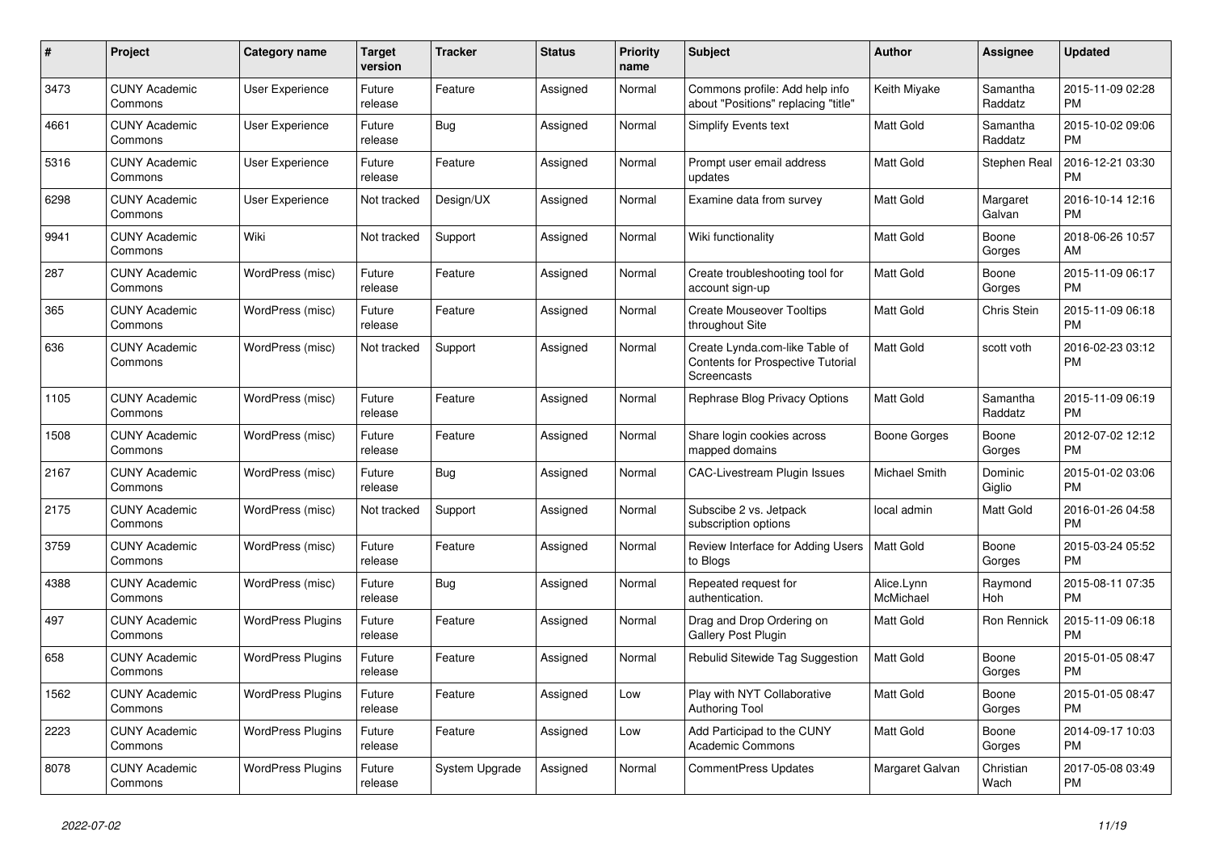| # | Project | Category name | Target version | Tracker | Status | Priority name | Subject | Author | Assignee | Updated |
|---|---|---|---|---|---|---|---|---|---|---|
| 3473 | CUNY Academic Commons | User Experience | Future release | Feature | Assigned | Normal | Commons profile: Add help info about "Positions" replacing "title" | Keith Miyake | Samantha Raddatz | 2015-11-09 02:28 PM |
| 4661 | CUNY Academic Commons | User Experience | Future release | Bug | Assigned | Normal | Simplify Events text | Matt Gold | Samantha Raddatz | 2015-10-02 09:06 PM |
| 5316 | CUNY Academic Commons | User Experience | Future release | Feature | Assigned | Normal | Prompt user email address updates | Matt Gold | Stephen Real | 2016-12-21 03:30 PM |
| 6298 | CUNY Academic Commons | User Experience | Not tracked | Design/UX | Assigned | Normal | Examine data from survey | Matt Gold | Margaret Galvan | 2016-10-14 12:16 PM |
| 9941 | CUNY Academic Commons | Wiki | Not tracked | Support | Assigned | Normal | Wiki functionality | Matt Gold | Boone Gorges | 2018-06-26 10:57 AM |
| 287 | CUNY Academic Commons | WordPress (misc) | Future release | Feature | Assigned | Normal | Create troubleshooting tool for account sign-up | Matt Gold | Boone Gorges | 2015-11-09 06:17 PM |
| 365 | CUNY Academic Commons | WordPress (misc) | Future release | Feature | Assigned | Normal | Create Mouseover Tooltips throughout Site | Matt Gold | Chris Stein | 2015-11-09 06:18 PM |
| 636 | CUNY Academic Commons | WordPress (misc) | Not tracked | Support | Assigned | Normal | Create Lynda.com-like Table of Contents for Prospective Tutorial Screencasts | Matt Gold | scott voth | 2016-02-23 03:12 PM |
| 1105 | CUNY Academic Commons | WordPress (misc) | Future release | Feature | Assigned | Normal | Rephrase Blog Privacy Options | Matt Gold | Samantha Raddatz | 2015-11-09 06:19 PM |
| 1508 | CUNY Academic Commons | WordPress (misc) | Future release | Feature | Assigned | Normal | Share login cookies across mapped domains | Boone Gorges | Boone Gorges | 2012-07-02 12:12 PM |
| 2167 | CUNY Academic Commons | WordPress (misc) | Future release | Bug | Assigned | Normal | CAC-Livestream Plugin Issues | Michael Smith | Dominic Giglio | 2015-01-02 03:06 PM |
| 2175 | CUNY Academic Commons | WordPress (misc) | Not tracked | Support | Assigned | Normal | Subscibe 2 vs. Jetpack subscription options | local admin | Matt Gold | 2016-01-26 04:58 PM |
| 3759 | CUNY Academic Commons | WordPress (misc) | Future release | Feature | Assigned | Normal | Review Interface for Adding Users to Blogs | Matt Gold | Boone Gorges | 2015-03-24 05:52 PM |
| 4388 | CUNY Academic Commons | WordPress (misc) | Future release | Bug | Assigned | Normal | Repeated request for authentication. | Alice.Lynn McMichael | Raymond Hoh | 2015-08-11 07:35 PM |
| 497 | CUNY Academic Commons | WordPress Plugins | Future release | Feature | Assigned | Normal | Drag and Drop Ordering on Gallery Post Plugin | Matt Gold | Ron Rennick | 2015-11-09 06:18 PM |
| 658 | CUNY Academic Commons | WordPress Plugins | Future release | Feature | Assigned | Normal | Rebulid Sitewide Tag Suggestion | Matt Gold | Boone Gorges | 2015-01-05 08:47 PM |
| 1562 | CUNY Academic Commons | WordPress Plugins | Future release | Feature | Assigned | Low | Play with NYT Collaborative Authoring Tool | Matt Gold | Boone Gorges | 2015-01-05 08:47 PM |
| 2223 | CUNY Academic Commons | WordPress Plugins | Future release | Feature | Assigned | Low | Add Participad to the CUNY Academic Commons | Matt Gold | Boone Gorges | 2014-09-17 10:03 PM |
| 8078 | CUNY Academic Commons | WordPress Plugins | Future release | System Upgrade | Assigned | Normal | CommentPress Updates | Margaret Galvan | Christian Wach | 2017-05-08 03:49 PM |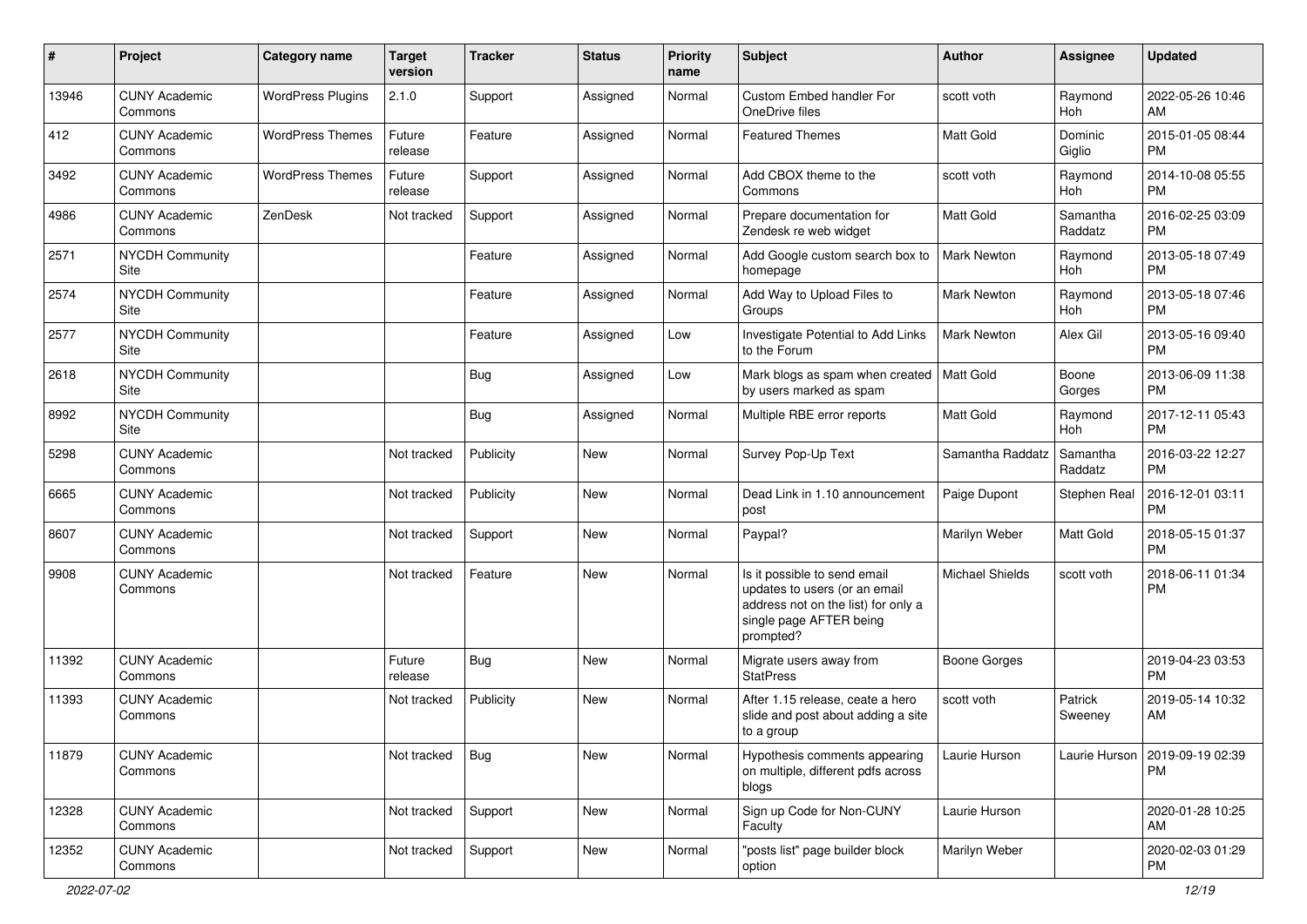| # | Project | Category name | Target version | Tracker | Status | Priority name | Subject | Author | Assignee | Updated |
|---|---|---|---|---|---|---|---|---|---|---|
| 13946 | CUNY Academic Commons | WordPress Plugins | 2.1.0 | Support | Assigned | Normal | Custom Embed handler For OneDrive files | scott voth | Raymond Hoh | 2022-05-26 10:46 AM |
| 412 | CUNY Academic Commons | WordPress Themes | Future release | Feature | Assigned | Normal | Featured Themes | Matt Gold | Dominic Giglio | 2015-01-05 08:44 PM |
| 3492 | CUNY Academic Commons | WordPress Themes | Future release | Support | Assigned | Normal | Add CBOX theme to the Commons | scott voth | Raymond Hoh | 2014-10-08 05:55 PM |
| 4986 | CUNY Academic Commons | ZenDesk | Not tracked | Support | Assigned | Normal | Prepare documentation for Zendesk re web widget | Matt Gold | Samantha Raddatz | 2016-02-25 03:09 PM |
| 2571 | NYCDH Community Site | | | Feature | Assigned | Normal | Add Google custom search box to homepage | Mark Newton | Raymond Hoh | 2013-05-18 07:49 PM |
| 2574 | NYCDH Community Site | | | Feature | Assigned | Normal | Add Way to Upload Files to Groups | Mark Newton | Raymond Hoh | 2013-05-18 07:46 PM |
| 2577 | NYCDH Community Site | | | Feature | Assigned | Low | Investigate Potential to Add Links to the Forum | Mark Newton | Alex Gil | 2013-05-16 09:40 PM |
| 2618 | NYCDH Community Site | | | Bug | Assigned | Low | Mark blogs as spam when created by users marked as spam | Matt Gold | Boone Gorges | 2013-06-09 11:38 PM |
| 8992 | NYCDH Community Site | | | Bug | Assigned | Normal | Multiple RBE error reports | Matt Gold | Raymond Hoh | 2017-12-11 05:43 PM |
| 5298 | CUNY Academic Commons | | Not tracked | Publicity | New | Normal | Survey Pop-Up Text | Samantha Raddatz | Samantha Raddatz | 2016-03-22 12:27 PM |
| 6665 | CUNY Academic Commons | | Not tracked | Publicity | New | Normal | Dead Link in 1.10 announcement post | Paige Dupont | Stephen Real | 2016-12-01 03:11 PM |
| 8607 | CUNY Academic Commons | | Not tracked | Support | New | Normal | Paypal? | Marilyn Weber | Matt Gold | 2018-05-15 01:37 PM |
| 9908 | CUNY Academic Commons | | Not tracked | Feature | New | Normal | Is it possible to send email updates to users (or an email address not on the list) for only a single page AFTER being prompted? | Michael Shields | scott voth | 2018-06-11 01:34 PM |
| 11392 | CUNY Academic Commons | | Future release | Bug | New | Normal | Migrate users away from StatPress | Boone Gorges | | 2019-04-23 03:53 PM |
| 11393 | CUNY Academic Commons | | Not tracked | Publicity | New | Normal | After 1.15 release, ceate a hero slide and post about adding a site to a group | scott voth | Patrick Sweeney | 2019-05-14 10:32 AM |
| 11879 | CUNY Academic Commons | | Not tracked | Bug | New | Normal | Hypothesis comments appearing on multiple, different pdfs across blogs | Laurie Hurson | Laurie Hurson | 2019-09-19 02:39 PM |
| 12328 | CUNY Academic Commons | | Not tracked | Support | New | Normal | Sign up Code for Non-CUNY Faculty | Laurie Hurson | | 2020-01-28 10:25 AM |
| 12352 | CUNY Academic Commons | | Not tracked | Support | New | Normal | "posts list" page builder block option | Marilyn Weber | | 2020-02-03 01:29 PM |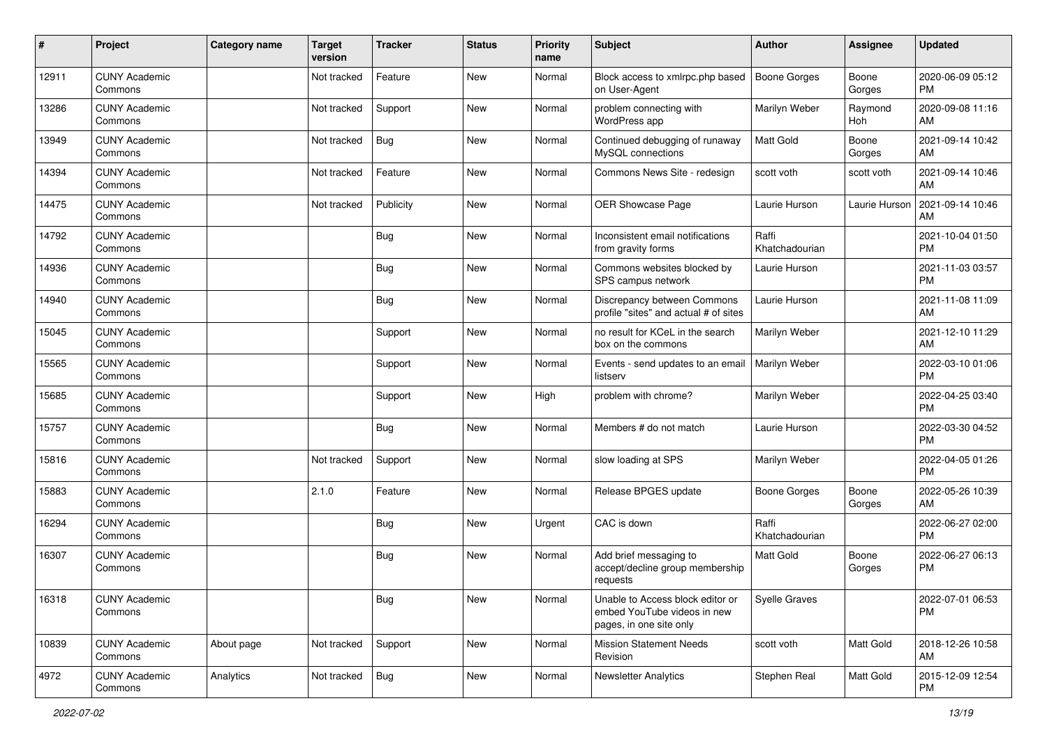| # | Project | Category name | Target version | Tracker | Status | Priority name | Subject | Author | Assignee | Updated |
|---|---|---|---|---|---|---|---|---|---|---|
| 12911 | CUNY Academic Commons | | Not tracked | Feature | New | Normal | Block access to xmlrpc.php based on User-Agent | Boone Gorges | Boone Gorges | 2020-06-09 05:12 PM |
| 13286 | CUNY Academic Commons | | Not tracked | Support | New | Normal | problem connecting with WordPress app | Marilyn Weber | Raymond Hoh | 2020-09-08 11:16 AM |
| 13949 | CUNY Academic Commons | | Not tracked | Bug | New | Normal | Continued debugging of runaway MySQL connections | Matt Gold | Boone Gorges | 2021-09-14 10:42 AM |
| 14394 | CUNY Academic Commons | | Not tracked | Feature | New | Normal | Commons News Site - redesign | scott voth | scott voth | 2021-09-14 10:46 AM |
| 14475 | CUNY Academic Commons | | Not tracked | Publicity | New | Normal | OER Showcase Page | Laurie Hurson | Laurie Hurson | 2021-09-14 10:46 AM |
| 14792 | CUNY Academic Commons | | | Bug | New | Normal | Inconsistent email notifications from gravity forms | Raffi Khatchadourian | | 2021-10-04 01:50 PM |
| 14936 | CUNY Academic Commons | | | Bug | New | Normal | Commons websites blocked by SPS campus network | Laurie Hurson | | 2021-11-03 03:57 PM |
| 14940 | CUNY Academic Commons | | | Bug | New | Normal | Discrepancy between Commons profile "sites" and actual # of sites | Laurie Hurson | | 2021-11-08 11:09 AM |
| 15045 | CUNY Academic Commons | | | Support | New | Normal | no result for KCeL in the search box on the commons | Marilyn Weber | | 2021-12-10 11:29 AM |
| 15565 | CUNY Academic Commons | | | Support | New | Normal | Events - send updates to an email listserv | Marilyn Weber | | 2022-03-10 01:06 PM |
| 15685 | CUNY Academic Commons | | | Support | New | High | problem with chrome? | Marilyn Weber | | 2022-04-25 03:40 PM |
| 15757 | CUNY Academic Commons | | | Bug | New | Normal | Members # do not match | Laurie Hurson | | 2022-03-30 04:52 PM |
| 15816 | CUNY Academic Commons | | Not tracked | Support | New | Normal | slow loading at SPS | Marilyn Weber | | 2022-04-05 01:26 PM |
| 15883 | CUNY Academic Commons | | 2.1.0 | Feature | New | Normal | Release BPGES update | Boone Gorges | Boone Gorges | 2022-05-26 10:39 AM |
| 16294 | CUNY Academic Commons | | | Bug | New | Urgent | CAC is down | Raffi Khatchadourian | | 2022-06-27 02:00 PM |
| 16307 | CUNY Academic Commons | | | Bug | New | Normal | Add brief messaging to accept/decline group membership requests | Matt Gold | Boone Gorges | 2022-06-27 06:13 PM |
| 16318 | CUNY Academic Commons | | | Bug | New | Normal | Unable to Access block editor or embed YouTube videos in new pages, in one site only | Syelle Graves | | 2022-07-01 06:53 PM |
| 10839 | CUNY Academic Commons | About page | Not tracked | Support | New | Normal | Mission Statement Needs Revision | scott voth | Matt Gold | 2018-12-26 10:58 AM |
| 4972 | CUNY Academic Commons | Analytics | Not tracked | Bug | New | Normal | Newsletter Analytics | Stephen Real | Matt Gold | 2015-12-09 12:54 PM |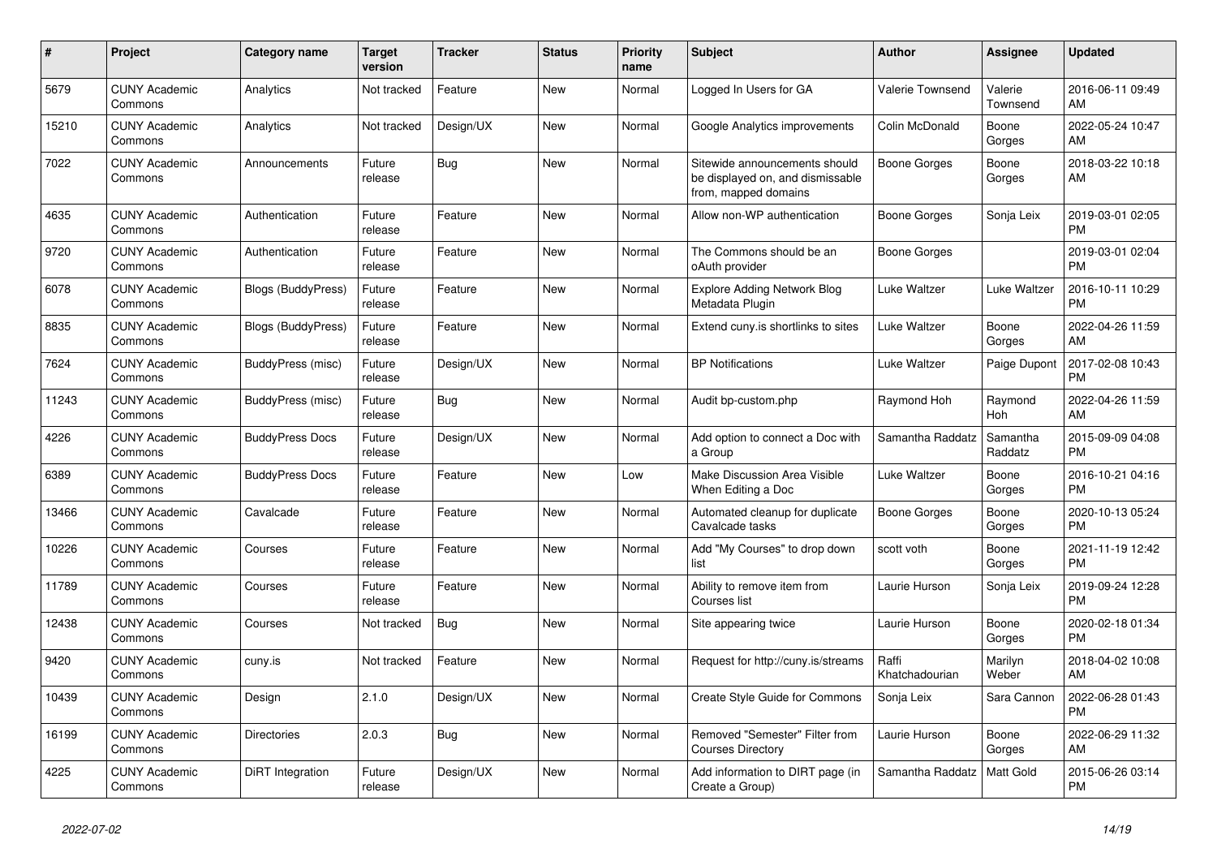| # | Project | Category name | Target version | Tracker | Status | Priority name | Subject | Author | Assignee | Updated |
|---|---|---|---|---|---|---|---|---|---|---|
| 5679 | CUNY Academic Commons | Analytics | Not tracked | Feature | New | Normal | Logged In Users for GA | Valerie Townsend | Valerie Townsend | 2016-06-11 09:49 AM |
| 15210 | CUNY Academic Commons | Analytics | Not tracked | Design/UX | New | Normal | Google Analytics improvements | Colin McDonald | Boone Gorges | 2022-05-24 10:47 AM |
| 7022 | CUNY Academic Commons | Announcements | Future release | Bug | New | Normal | Sitewide announcements should be displayed on, and dismissable from, mapped domains | Boone Gorges | Boone Gorges | 2018-03-22 10:18 AM |
| 4635 | CUNY Academic Commons | Authentication | Future release | Feature | New | Normal | Allow non-WP authentication | Boone Gorges | Sonja Leix | 2019-03-01 02:05 PM |
| 9720 | CUNY Academic Commons | Authentication | Future release | Feature | New | Normal | The Commons should be an oAuth provider | Boone Gorges | | 2019-03-01 02:04 PM |
| 6078 | CUNY Academic Commons | Blogs (BuddyPress) | Future release | Feature | New | Normal | Explore Adding Network Blog Metadata Plugin | Luke Waltzer | Luke Waltzer | 2016-10-11 10:29 PM |
| 8835 | CUNY Academic Commons | Blogs (BuddyPress) | Future release | Feature | New | Normal | Extend cuny.is shortlinks to sites | Luke Waltzer | Boone Gorges | 2022-04-26 11:59 AM |
| 7624 | CUNY Academic Commons | BuddyPress (misc) | Future release | Design/UX | New | Normal | BP Notifications | Luke Waltzer | Paige Dupont | 2017-02-08 10:43 PM |
| 11243 | CUNY Academic Commons | BuddyPress (misc) | Future release | Bug | New | Normal | Audit bp-custom.php | Raymond Hoh | Raymond Hoh | 2022-04-26 11:59 AM |
| 4226 | CUNY Academic Commons | BuddyPress Docs | Future release | Design/UX | New | Normal | Add option to connect a Doc with a Group | Samantha Raddatz | Samantha Raddatz | 2015-09-09 04:08 PM |
| 6389 | CUNY Academic Commons | BuddyPress Docs | Future release | Feature | New | Low | Make Discussion Area Visible When Editing a Doc | Luke Waltzer | Boone Gorges | 2016-10-21 04:16 PM |
| 13466 | CUNY Academic Commons | Cavalcade | Future release | Feature | New | Normal | Automated cleanup for duplicate Cavalcade tasks | Boone Gorges | Boone Gorges | 2020-10-13 05:24 PM |
| 10226 | CUNY Academic Commons | Courses | Future release | Feature | New | Normal | Add "My Courses" to drop down list | scott voth | Boone Gorges | 2021-11-19 12:42 PM |
| 11789 | CUNY Academic Commons | Courses | Future release | Feature | New | Normal | Ability to remove item from Courses list | Laurie Hurson | Sonja Leix | 2019-09-24 12:28 PM |
| 12438 | CUNY Academic Commons | Courses | Not tracked | Bug | New | Normal | Site appearing twice | Laurie Hurson | Boone Gorges | 2020-02-18 01:34 PM |
| 9420 | CUNY Academic Commons | cuny.is | Not tracked | Feature | New | Normal | Request for http://cuny.is/streams | Raffi Khatchadourian | Marilyn Weber | 2018-04-02 10:08 AM |
| 10439 | CUNY Academic Commons | Design | 2.1.0 | Design/UX | New | Normal | Create Style Guide for Commons | Sonja Leix | Sara Cannon | 2022-06-28 01:43 PM |
| 16199 | CUNY Academic Commons | Directories | 2.0.3 | Bug | New | Normal | Removed "Semester" Filter from Courses Directory | Laurie Hurson | Boone Gorges | 2022-06-29 11:32 AM |
| 4225 | CUNY Academic Commons | DiRT Integration | Future release | Design/UX | New | Normal | Add information to DIRT page (in Create a Group) | Samantha Raddatz | Matt Gold | 2015-06-26 03:14 PM |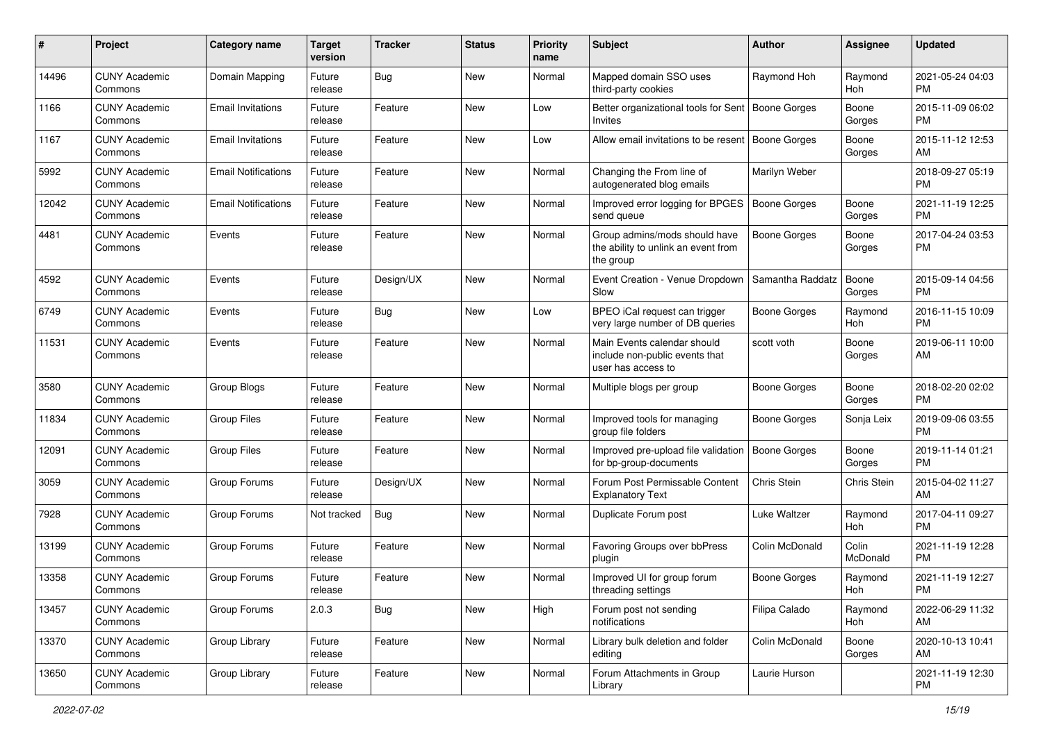| # | Project | Category name | Target version | Tracker | Status | Priority name | Subject | Author | Assignee | Updated |
|---|---|---|---|---|---|---|---|---|---|---|
| 14496 | CUNY Academic Commons | Domain Mapping | Future release | Bug | New | Normal | Mapped domain SSO uses third-party cookies | Raymond Hoh | Raymond Hoh | 2021-05-24 04:03 PM |
| 1166 | CUNY Academic Commons | Email Invitations | Future release | Feature | New | Low | Better organizational tools for Sent Invites | Boone Gorges | Boone Gorges | 2015-11-09 06:02 PM |
| 1167 | CUNY Academic Commons | Email Invitations | Future release | Feature | New | Low | Allow email invitations to be resent | Boone Gorges | Boone Gorges | 2015-11-12 12:53 AM |
| 5992 | CUNY Academic Commons | Email Notifications | Future release | Feature | New | Normal | Changing the From line of autogenerated blog emails | Marilyn Weber | | 2018-09-27 05:19 PM |
| 12042 | CUNY Academic Commons | Email Notifications | Future release | Feature | New | Normal | Improved error logging for BPGES send queue | Boone Gorges | Boone Gorges | 2021-11-19 12:25 PM |
| 4481 | CUNY Academic Commons | Events | Future release | Feature | New | Normal | Group admins/mods should have the ability to unlink an event from the group | Boone Gorges | Boone Gorges | 2017-04-24 03:53 PM |
| 4592 | CUNY Academic Commons | Events | Future release | Design/UX | New | Normal | Event Creation - Venue Dropdown Slow | Samantha Raddatz | Boone Gorges | 2015-09-14 04:56 PM |
| 6749 | CUNY Academic Commons | Events | Future release | Bug | New | Low | BPEO iCal request can trigger very large number of DB queries | Boone Gorges | Raymond Hoh | 2016-11-15 10:09 PM |
| 11531 | CUNY Academic Commons | Events | Future release | Feature | New | Normal | Main Events calendar should include non-public events that user has access to | scott voth | Boone Gorges | 2019-06-11 10:00 AM |
| 3580 | CUNY Academic Commons | Group Blogs | Future release | Feature | New | Normal | Multiple blogs per group | Boone Gorges | Boone Gorges | 2018-02-20 02:02 PM |
| 11834 | CUNY Academic Commons | Group Files | Future release | Feature | New | Normal | Improved tools for managing group file folders | Boone Gorges | Sonja Leix | 2019-09-06 03:55 PM |
| 12091 | CUNY Academic Commons | Group Files | Future release | Feature | New | Normal | Improved pre-upload file validation for bp-group-documents | Boone Gorges | Boone Gorges | 2019-11-14 01:21 PM |
| 3059 | CUNY Academic Commons | Group Forums | Future release | Design/UX | New | Normal | Forum Post Permissable Content Explanatory Text | Chris Stein | Chris Stein | 2015-04-02 11:27 AM |
| 7928 | CUNY Academic Commons | Group Forums | Not tracked | Bug | New | Normal | Duplicate Forum post | Luke Waltzer | Raymond Hoh | 2017-04-11 09:27 PM |
| 13199 | CUNY Academic Commons | Group Forums | Future release | Feature | New | Normal | Favoring Groups over bbPress plugin | Colin McDonald | Colin McDonald | 2021-11-19 12:28 PM |
| 13358 | CUNY Academic Commons | Group Forums | Future release | Feature | New | Normal | Improved UI for group forum threading settings | Boone Gorges | Raymond Hoh | 2021-11-19 12:27 PM |
| 13457 | CUNY Academic Commons | Group Forums | 2.0.3 | Bug | New | High | Forum post not sending notifications | Filipa Calado | Raymond Hoh | 2022-06-29 11:32 AM |
| 13370 | CUNY Academic Commons | Group Library | Future release | Feature | New | Normal | Library bulk deletion and folder editing | Colin McDonald | Boone Gorges | 2020-10-13 10:41 AM |
| 13650 | CUNY Academic Commons | Group Library | Future release | Feature | New | Normal | Forum Attachments in Group Library | Laurie Hurson | | 2021-11-19 12:30 PM |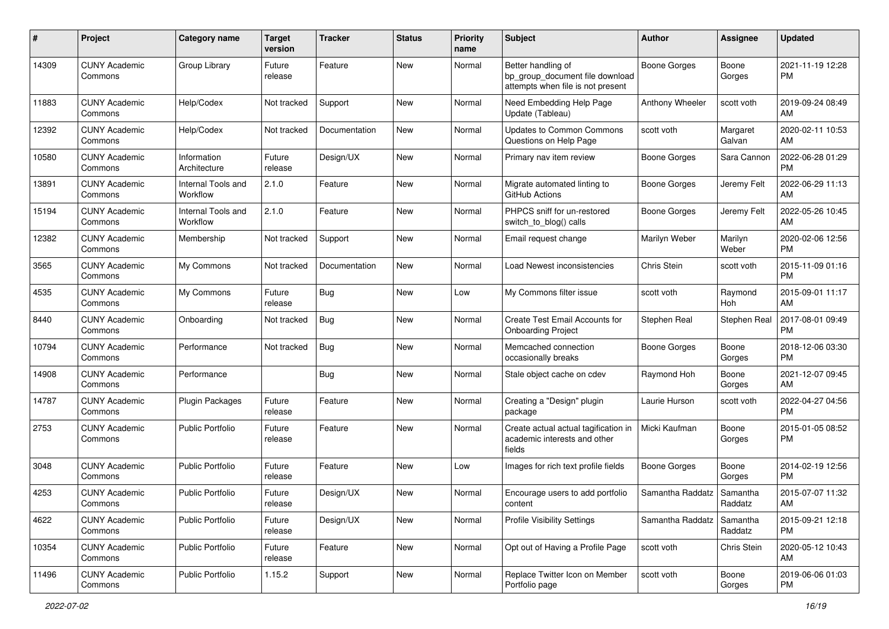| # | Project | Category name | Target version | Tracker | Status | Priority name | Subject | Author | Assignee | Updated |
|---|---|---|---|---|---|---|---|---|---|---|
| 14309 | CUNY Academic Commons | Group Library | Future release | Feature | New | Normal | Better handling of bp_group_document file download attempts when file is not present | Boone Gorges | Boone Gorges | 2021-11-19 12:28 PM |
| 11883 | CUNY Academic Commons | Help/Codex | Not tracked | Support | New | Normal | Need Embedding Help Page Update (Tableau) | Anthony Wheeler | scott voth | 2019-09-24 08:49 AM |
| 12392 | CUNY Academic Commons | Help/Codex | Not tracked | Documentation | New | Normal | Updates to Common Commons Questions on Help Page | scott voth | Margaret Galvan | 2020-02-11 10:53 AM |
| 10580 | CUNY Academic Commons | Information Architecture | Future release | Design/UX | New | Normal | Primary nav item review | Boone Gorges | Sara Cannon | 2022-06-28 01:29 PM |
| 13891 | CUNY Academic Commons | Internal Tools and Workflow | 2.1.0 | Feature | New | Normal | Migrate automated linting to GitHub Actions | Boone Gorges | Jeremy Felt | 2022-06-29 11:13 AM |
| 15194 | CUNY Academic Commons | Internal Tools and Workflow | 2.1.0 | Feature | New | Normal | PHPCS sniff for un-restored switch_to_blog() calls | Boone Gorges | Jeremy Felt | 2022-05-26 10:45 AM |
| 12382 | CUNY Academic Commons | Membership | Not tracked | Support | New | Normal | Email request change | Marilyn Weber | Marilyn Weber | 2020-02-06 12:56 PM |
| 3565 | CUNY Academic Commons | My Commons | Not tracked | Documentation | New | Normal | Load Newest inconsistencies | Chris Stein | scott voth | 2015-11-09 01:16 PM |
| 4535 | CUNY Academic Commons | My Commons | Future release | Bug | New | Low | My Commons filter issue | scott voth | Raymond Hoh | 2015-09-01 11:17 AM |
| 8440 | CUNY Academic Commons | Onboarding | Not tracked | Bug | New | Normal | Create Test Email Accounts for Onboarding Project | Stephen Real | Stephen Real | 2017-08-01 09:49 PM |
| 10794 | CUNY Academic Commons | Performance | Not tracked | Bug | New | Normal | Memcached connection occasionally breaks | Boone Gorges | Boone Gorges | 2018-12-06 03:30 PM |
| 14908 | CUNY Academic Commons | Performance | | Bug | New | Normal | Stale object cache on cdev | Raymond Hoh | Boone Gorges | 2021-12-07 09:45 AM |
| 14787 | CUNY Academic Commons | Plugin Packages | Future release | Feature | New | Normal | Creating a "Design" plugin package | Laurie Hurson | scott voth | 2022-04-27 04:56 PM |
| 2753 | CUNY Academic Commons | Public Portfolio | Future release | Feature | New | Normal | Create actual actual tagification in academic interests and other fields | Micki Kaufman | Boone Gorges | 2015-01-05 08:52 PM |
| 3048 | CUNY Academic Commons | Public Portfolio | Future release | Feature | New | Low | Images for rich text profile fields | Boone Gorges | Boone Gorges | 2014-02-19 12:56 PM |
| 4253 | CUNY Academic Commons | Public Portfolio | Future release | Design/UX | New | Normal | Encourage users to add portfolio content | Samantha Raddatz | Samantha Raddatz | 2015-07-07 11:32 AM |
| 4622 | CUNY Academic Commons | Public Portfolio | Future release | Design/UX | New | Normal | Profile Visibility Settings | Samantha Raddatz | Samantha Raddatz | 2015-09-21 12:18 PM |
| 10354 | CUNY Academic Commons | Public Portfolio | Future release | Feature | New | Normal | Opt out of Having a Profile Page | scott voth | Chris Stein | 2020-05-12 10:43 AM |
| 11496 | CUNY Academic Commons | Public Portfolio | 1.15.2 | Support | New | Normal | Replace Twitter Icon on Member Portfolio page | scott voth | Boone Gorges | 2019-06-06 01:03 PM |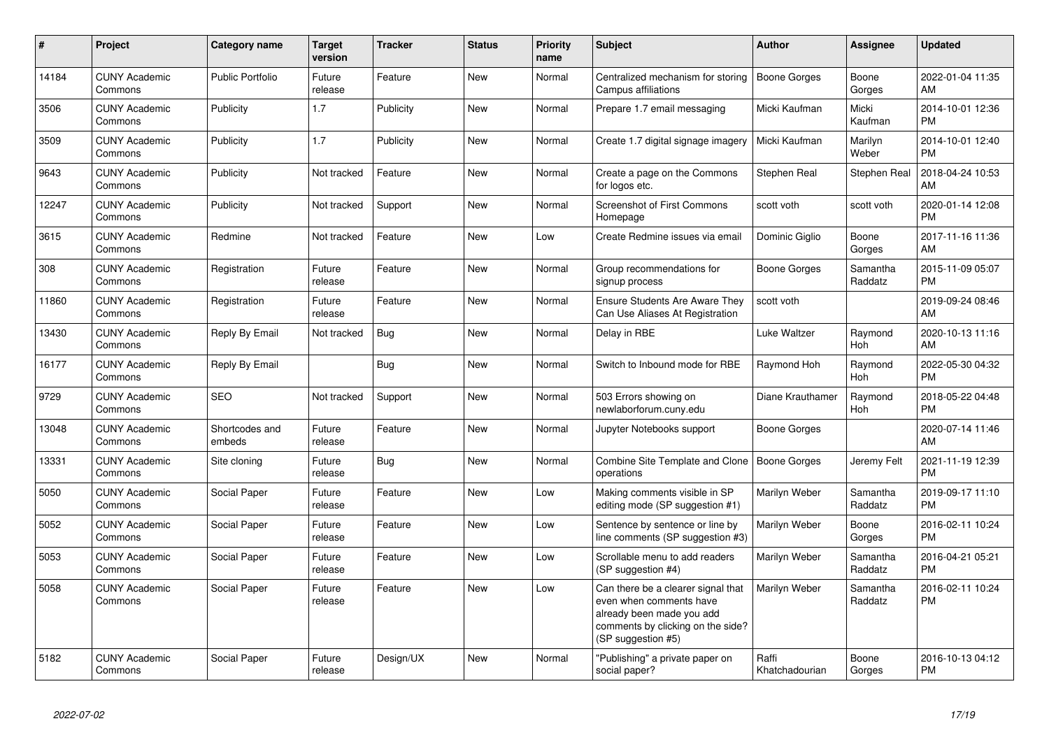| # | Project | Category name | Target version | Tracker | Status | Priority name | Subject | Author | Assignee | Updated |
|---|---|---|---|---|---|---|---|---|---|---|
| 14184 | CUNY Academic Commons | Public Portfolio | Future release | Feature | New | Normal | Centralized mechanism for storing Campus affiliations | Boone Gorges | Boone Gorges | 2022-01-04 11:35 AM |
| 3506 | CUNY Academic Commons | Publicity | 1.7 | Publicity | New | Normal | Prepare 1.7 email messaging | Micki Kaufman | Micki Kaufman | 2014-10-01 12:36 PM |
| 3509 | CUNY Academic Commons | Publicity | 1.7 | Publicity | New | Normal | Create 1.7 digital signage imagery | Micki Kaufman | Marilyn Weber | 2014-10-01 12:40 PM |
| 9643 | CUNY Academic Commons | Publicity | Not tracked | Feature | New | Normal | Create a page on the Commons for logos etc. | Stephen Real | Stephen Real | 2018-04-24 10:53 AM |
| 12247 | CUNY Academic Commons | Publicity | Not tracked | Support | New | Normal | Screenshot of First Commons Homepage | scott voth | scott voth | 2020-01-14 12:08 PM |
| 3615 | CUNY Academic Commons | Redmine | Not tracked | Feature | New | Low | Create Redmine issues via email | Dominic Giglio | Boone Gorges | 2017-11-16 11:36 AM |
| 308 | CUNY Academic Commons | Registration | Future release | Feature | New | Normal | Group recommendations for signup process | Boone Gorges | Samantha Raddatz | 2015-11-09 05:07 PM |
| 11860 | CUNY Academic Commons | Registration | Future release | Feature | New | Normal | Ensure Students Are Aware They Can Use Aliases At Registration | scott voth | | 2019-09-24 08:46 AM |
| 13430 | CUNY Academic Commons | Reply By Email | Not tracked | Bug | New | Normal | Delay in RBE | Luke Waltzer | Raymond Hoh | 2020-10-13 11:16 AM |
| 16177 | CUNY Academic Commons | Reply By Email | | Bug | New | Normal | Switch to Inbound mode for RBE | Raymond Hoh | Raymond Hoh | 2022-05-30 04:32 PM |
| 9729 | CUNY Academic Commons | SEO | Not tracked | Support | New | Normal | 503 Errors showing on newlaborforum.cuny.edu | Diane Krauthamer | Raymond Hoh | 2018-05-22 04:48 PM |
| 13048 | CUNY Academic Commons | Shortcodes and embeds | Future release | Feature | New | Normal | Jupyter Notebooks support | Boone Gorges | | 2020-07-14 11:46 AM |
| 13331 | CUNY Academic Commons | Site cloning | Future release | Bug | New | Normal | Combine Site Template and Clone operations | Boone Gorges | Jeremy Felt | 2021-11-19 12:39 PM |
| 5050 | CUNY Academic Commons | Social Paper | Future release | Feature | New | Low | Making comments visible in SP editing mode (SP suggestion #1) | Marilyn Weber | Samantha Raddatz | 2019-09-17 11:10 PM |
| 5052 | CUNY Academic Commons | Social Paper | Future release | Feature | New | Low | Sentence by sentence or line by line comments (SP suggestion #3) | Marilyn Weber | Boone Gorges | 2016-02-11 10:24 PM |
| 5053 | CUNY Academic Commons | Social Paper | Future release | Feature | New | Low | Scrollable menu to add readers (SP suggestion #4) | Marilyn Weber | Samantha Raddatz | 2016-04-21 05:21 PM |
| 5058 | CUNY Academic Commons | Social Paper | Future release | Feature | New | Low | Can there be a clearer signal that even when comments have already been made you add comments by clicking on the side? (SP suggestion #5) | Marilyn Weber | Samantha Raddatz | 2016-02-11 10:24 PM |
| 5182 | CUNY Academic Commons | Social Paper | Future release | Design/UX | New | Normal | "Publishing" a private paper on social paper? | Raffi Khatchadourian | Boone Gorges | 2016-10-13 04:12 PM |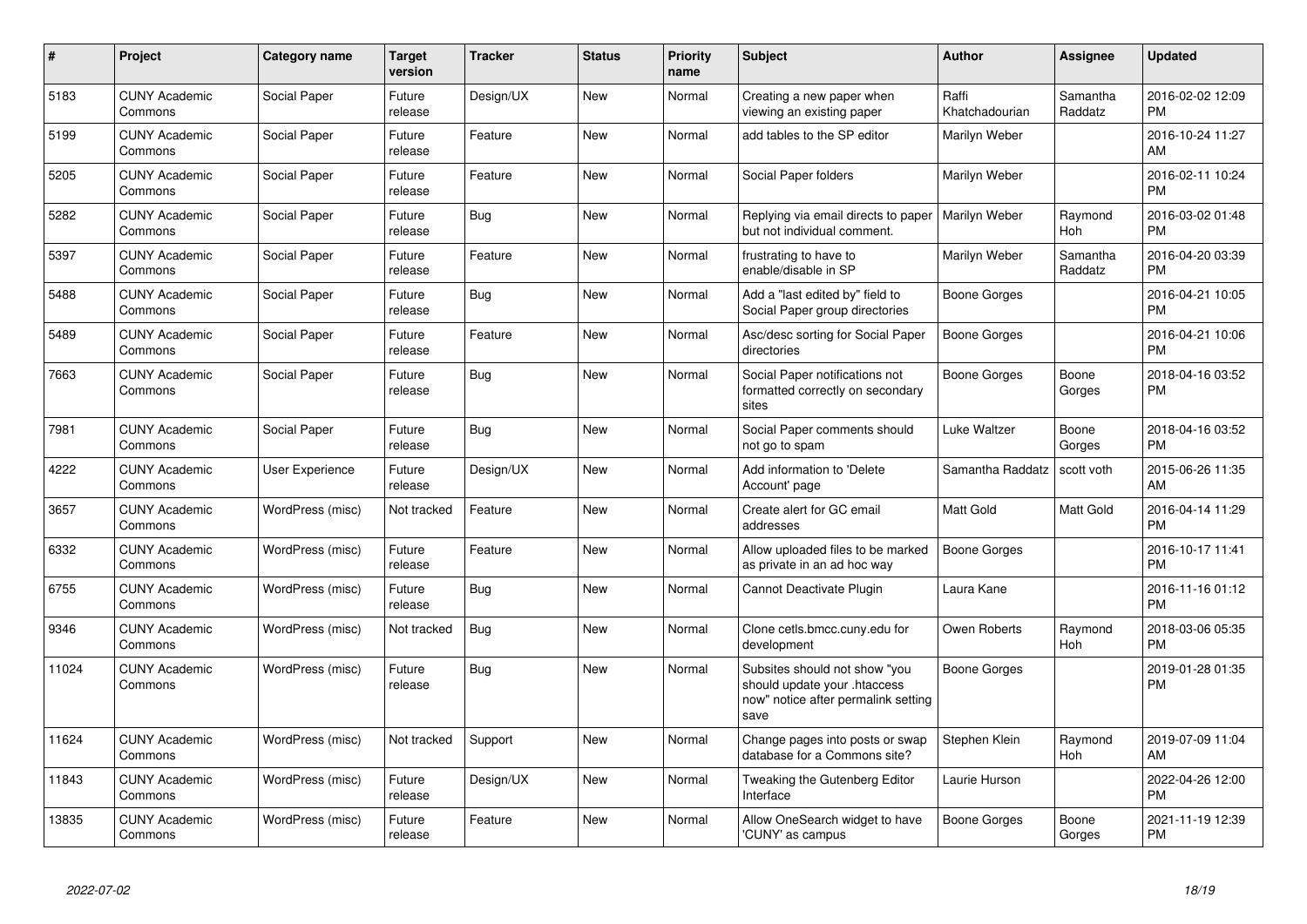| # | Project | Category name | Target version | Tracker | Status | Priority name | Subject | Author | Assignee | Updated |
|---|---|---|---|---|---|---|---|---|---|---|
| 5183 | CUNY Academic Commons | Social Paper | Future release | Design/UX | New | Normal | Creating a new paper when viewing an existing paper | Raffi Khatchadourian | Samantha Raddatz | 2016-02-02 12:09 PM |
| 5199 | CUNY Academic Commons | Social Paper | Future release | Feature | New | Normal | add tables to the SP editor | Marilyn Weber | | 2016-10-24 11:27 AM |
| 5205 | CUNY Academic Commons | Social Paper | Future release | Feature | New | Normal | Social Paper folders | Marilyn Weber | | 2016-02-11 10:24 PM |
| 5282 | CUNY Academic Commons | Social Paper | Future release | Bug | New | Normal | Replying via email directs to paper but not individual comment. | Marilyn Weber | Raymond Hoh | 2016-03-02 01:48 PM |
| 5397 | CUNY Academic Commons | Social Paper | Future release | Feature | New | Normal | frustrating to have to enable/disable in SP | Marilyn Weber | Samantha Raddatz | 2016-04-20 03:39 PM |
| 5488 | CUNY Academic Commons | Social Paper | Future release | Bug | New | Normal | Add a "last edited by" field to Social Paper group directories | Boone Gorges | | 2016-04-21 10:05 PM |
| 5489 | CUNY Academic Commons | Social Paper | Future release | Feature | New | Normal | Asc/desc sorting for Social Paper directories | Boone Gorges | | 2016-04-21 10:06 PM |
| 7663 | CUNY Academic Commons | Social Paper | Future release | Bug | New | Normal | Social Paper notifications not formatted correctly on secondary sites | Boone Gorges | Boone Gorges | 2018-04-16 03:52 PM |
| 7981 | CUNY Academic Commons | Social Paper | Future release | Bug | New | Normal | Social Paper comments should not go to spam | Luke Waltzer | Boone Gorges | 2018-04-16 03:52 PM |
| 4222 | CUNY Academic Commons | User Experience | Future release | Design/UX | New | Normal | Add information to 'Delete Account' page | Samantha Raddatz | scott voth | 2015-06-26 11:35 AM |
| 3657 | CUNY Academic Commons | WordPress (misc) | Not tracked | Feature | New | Normal | Create alert for GC email addresses | Matt Gold | Matt Gold | 2016-04-14 11:29 PM |
| 6332 | CUNY Academic Commons | WordPress (misc) | Future release | Feature | New | Normal | Allow uploaded files to be marked as private in an ad hoc way | Boone Gorges | | 2016-10-17 11:41 PM |
| 6755 | CUNY Academic Commons | WordPress (misc) | Future release | Bug | New | Normal | Cannot Deactivate Plugin | Laura Kane | | 2016-11-16 01:12 PM |
| 9346 | CUNY Academic Commons | WordPress (misc) | Not tracked | Bug | New | Normal | Clone cetls.bmcc.cuny.edu for development | Owen Roberts | Raymond Hoh | 2018-03-06 05:35 PM |
| 11024 | CUNY Academic Commons | WordPress (misc) | Future release | Bug | New | Normal | Subsites should not show "you should update your .htaccess now" notice after permalink setting save | Boone Gorges | | 2019-01-28 01:35 PM |
| 11624 | CUNY Academic Commons | WordPress (misc) | Not tracked | Support | New | Normal | Change pages into posts or swap database for a Commons site? | Stephen Klein | Raymond Hoh | 2019-07-09 11:04 AM |
| 11843 | CUNY Academic Commons | WordPress (misc) | Future release | Design/UX | New | Normal | Tweaking the Gutenberg Editor Interface | Laurie Hurson | | 2022-04-26 12:00 PM |
| 13835 | CUNY Academic Commons | WordPress (misc) | Future release | Feature | New | Normal | Allow OneSearch widget to have 'CUNY' as campus | Boone Gorges | Boone Gorges | 2021-11-19 12:39 PM |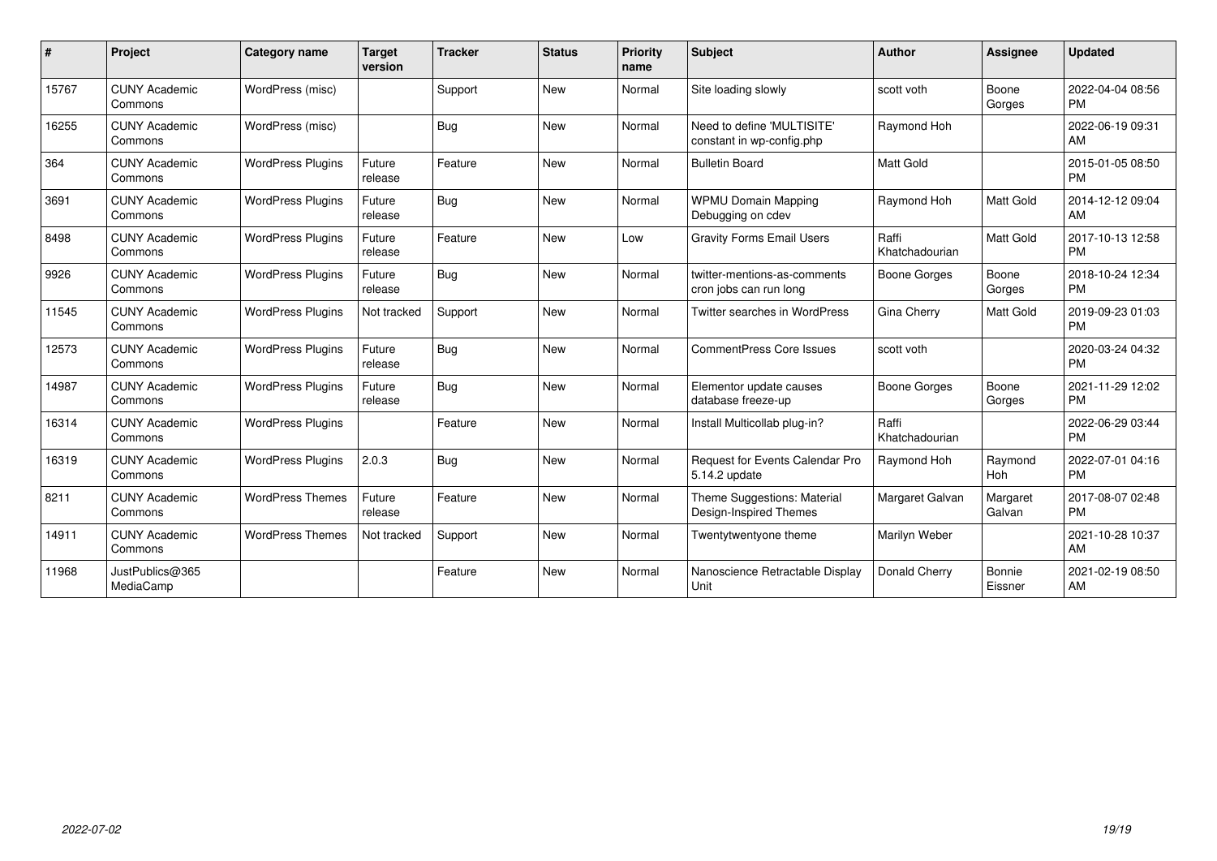| # | Project | Category name | Target version | Tracker | Status | Priority name | Subject | Author | Assignee | Updated |
|---|---|---|---|---|---|---|---|---|---|---|
| 15767 | CUNY Academic Commons | WordPress (misc) | | Support | New | Normal | Site loading slowly | scott voth | Boone Gorges | 2022-04-04 08:56 PM |
| 16255 | CUNY Academic Commons | WordPress (misc) | | Bug | New | Normal | Need to define 'MULTISITE' constant in wp-config.php | Raymond Hoh | | 2022-06-19 09:31 AM |
| 364 | CUNY Academic Commons | WordPress Plugins | Future release | Feature | New | Normal | Bulletin Board | Matt Gold | | 2015-01-05 08:50 PM |
| 3691 | CUNY Academic Commons | WordPress Plugins | Future release | Bug | New | Normal | WPMU Domain Mapping Debugging on cdev | Raymond Hoh | Matt Gold | 2014-12-12 09:04 AM |
| 8498 | CUNY Academic Commons | WordPress Plugins | Future release | Feature | New | Low | Gravity Forms Email Users | Raffi Khatchadourian | Matt Gold | 2017-10-13 12:58 PM |
| 9926 | CUNY Academic Commons | WordPress Plugins | Future release | Bug | New | Normal | twitter-mentions-as-comments cron jobs can run long | Boone Gorges | Boone Gorges | 2018-10-24 12:34 PM |
| 11545 | CUNY Academic Commons | WordPress Plugins | Not tracked | Support | New | Normal | Twitter searches in WordPress | Gina Cherry | Matt Gold | 2019-09-23 01:03 PM |
| 12573 | CUNY Academic Commons | WordPress Plugins | Future release | Bug | New | Normal | CommentPress Core Issues | scott voth | | 2020-03-24 04:32 PM |
| 14987 | CUNY Academic Commons | WordPress Plugins | Future release | Bug | New | Normal | Elementor update causes database freeze-up | Boone Gorges | Boone Gorges | 2021-11-29 12:02 PM |
| 16314 | CUNY Academic Commons | WordPress Plugins | | Feature | New | Normal | Install Multicollab plug-in? | Raffi Khatchadourian | | 2022-06-29 03:44 PM |
| 16319 | CUNY Academic Commons | WordPress Plugins | 2.0.3 | Bug | New | Normal | Request for Events Calendar Pro 5.14.2 update | Raymond Hoh | Raymond Hoh | 2022-07-01 04:16 PM |
| 8211 | CUNY Academic Commons | WordPress Themes | Future release | Feature | New | Normal | Theme Suggestions: Material Design-Inspired Themes | Margaret Galvan | Margaret Galvan | 2017-08-07 02:48 PM |
| 14911 | CUNY Academic Commons | WordPress Themes | Not tracked | Support | New | Normal | Twentytwentyone theme | Marilyn Weber | | 2021-10-28 10:37 AM |
| 11968 | JustPublics@365 MediaCamp | | | Feature | New | Normal | Nanoscience Retractable Display Unit | Donald Cherry | Bonnie Eissner | 2021-02-19 08:50 AM |